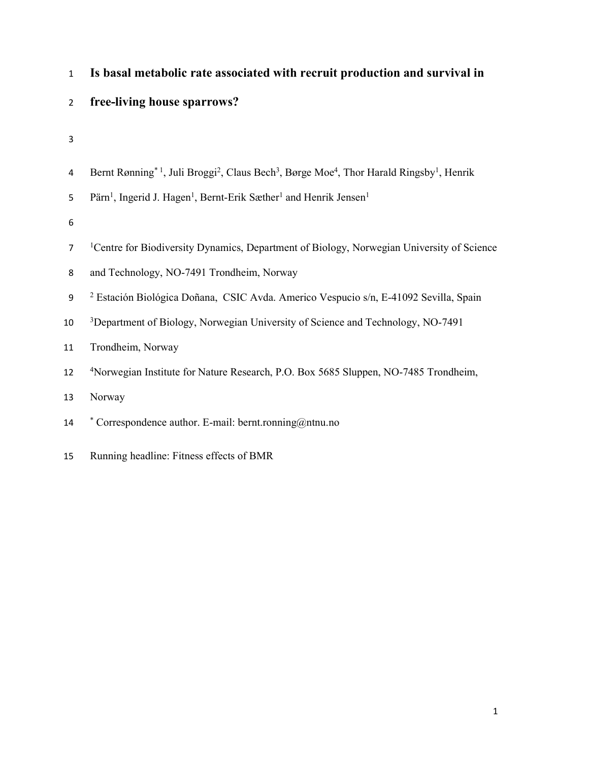# Is basal metabolic rate associated with recruit production and survival in free-living house sparrows?

Bernt Rønning[*,1], Juli Broggi[2], Claus Bech[3], Børge Moe[4], Thor Harald Ringsby[1], Henrik Pärn[1], Ingerid J. Hagen[1], Bernt-Erik Sæther[1] and Henrik Jensen[1]

[1]Centre for Biodiversity Dynamics, Department of Biology, Norwegian University of Science and Technology, NO-7491 Trondheim, Norway

[2] Estación Biológica Doñana, CSIC Avda. Americo Vespucio s/n, E-41092 Sevilla, Spain

[3]Department of Biology, Norwegian University of Science and Technology, NO-7491 Trondheim, Norway

[4]Norwegian Institute for Nature Research, P.O. Box 5685 Sluppen, NO-7485 Trondheim, Norway

[*] Correspondence author. E-mail: bernt.ronning@ntnu.no

Running headline: Fitness effects of BMR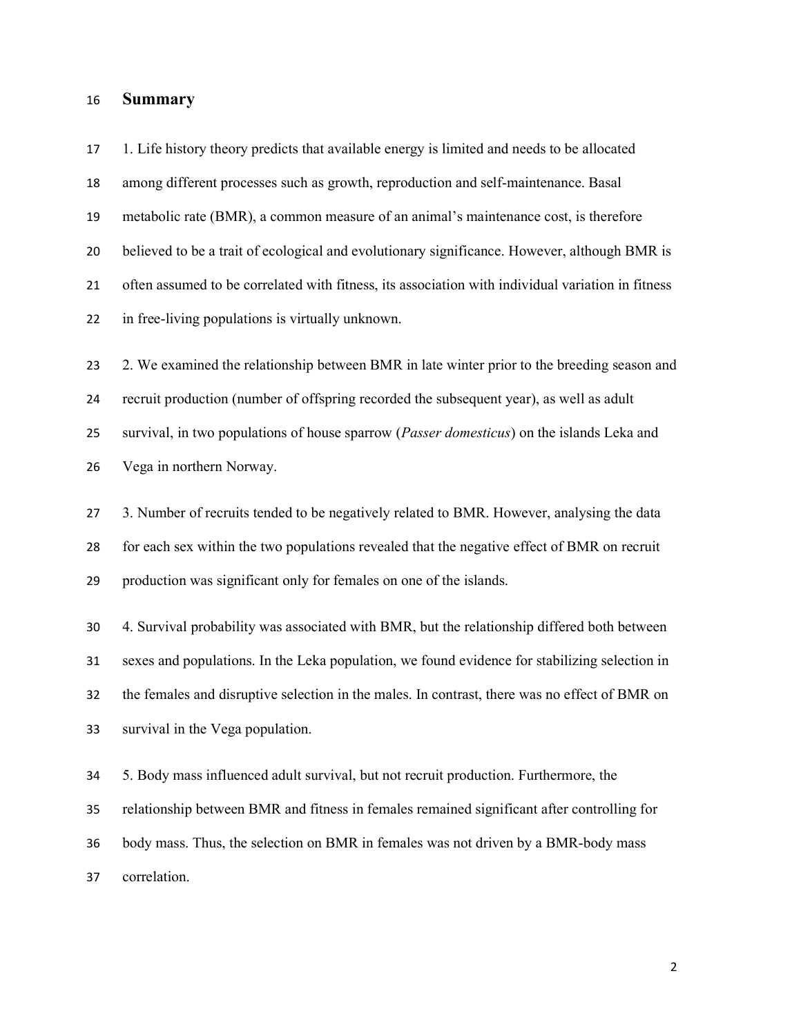## Summary

1. Life history theory predicts that available energy is limited and needs to be allocated among different processes such as growth, reproduction and self-maintenance. Basal metabolic rate (BMR), a common measure of an animal's maintenance cost, is therefore believed to be a trait of ecological and evolutionary significance. However, although BMR is often assumed to be correlated with fitness, its association with individual variation in fitness in free-living populations is virtually unknown.

2. We examined the relationship between BMR in late winter prior to the breeding season and recruit production (number of offspring recorded the subsequent year), as well as adult survival, in two populations of house sparrow (*Passer domesticus*) on the islands Leka and Vega in northern Norway.

3. Number of recruits tended to be negatively related to BMR. However, analysing the data for each sex within the two populations revealed that the negative effect of BMR on recruit production was significant only for females on one of the islands.

4. Survival probability was associated with BMR, but the relationship differed both between sexes and populations. In the Leka population, we found evidence for stabilizing selection in the females and disruptive selection in the males. In contrast, there was no effect of BMR on survival in the Vega population.

5. Body mass influenced adult survival, but not recruit production. Furthermore, the relationship between BMR and fitness in females remained significant after controlling for body mass. Thus, the selection on BMR in females was not driven by a BMR-body mass correlation.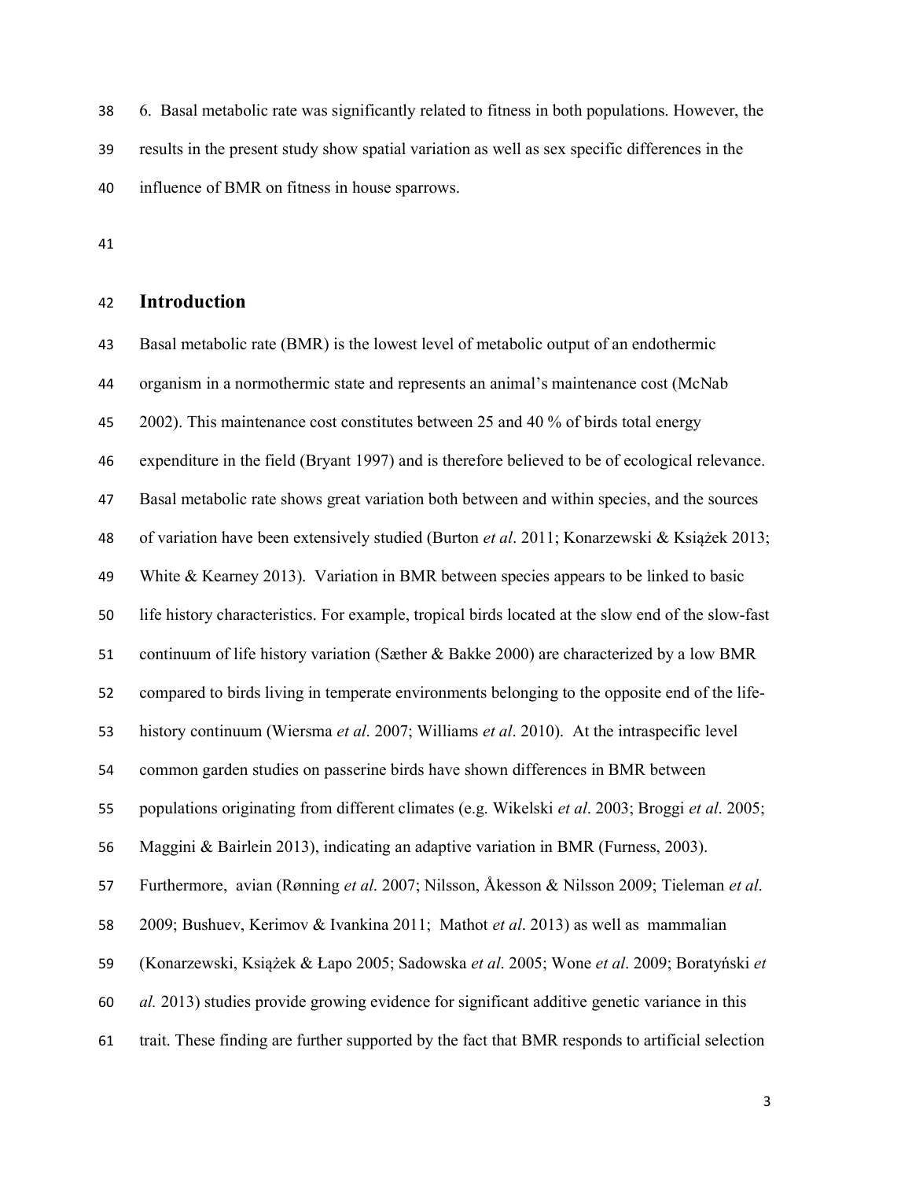6. Basal metabolic rate was significantly related to fitness in both populations. However, the results in the present study show spatial variation as well as sex specific differences in the influence of BMR on fitness in house sparrows.

## Introduction

Basal metabolic rate (BMR) is the lowest level of metabolic output of an endothermic organism in a normothermic state and represents an animal's maintenance cost (McNab 2002). This maintenance cost constitutes between 25 and 40 % of birds total energy expenditure in the field (Bryant 1997) and is therefore believed to be of ecological relevance. Basal metabolic rate shows great variation both between and within species, and the sources of variation have been extensively studied (Burton *et al*. 2011; Konarzewski & Książek 2013; White & Kearney 2013). Variation in BMR between species appears to be linked to basic life history characteristics. For example, tropical birds located at the slow end of the slow-fast continuum of life history variation (Sæther & Bakke 2000) are characterized by a low BMR compared to birds living in temperate environments belonging to the opposite end of the life-history continuum (Wiersma *et al*. 2007; Williams *et al*. 2010). At the intraspecific level common garden studies on passerine birds have shown differences in BMR between populations originating from different climates (e.g. Wikelski *et al*. 2003; Broggi *et al*. 2005; Maggini & Bairlein 2013), indicating an adaptive variation in BMR (Furness, 2003). Furthermore, avian (Rønning *et al*. 2007; Nilsson, Åkesson & Nilsson 2009; Tieleman *et al*. 2009; Bushuev, Kerimov & Ivankina 2011; Mathot *et al*. 2013) as well as mammalian (Konarzewski, Książek & Łapo 2005; Sadowska *et al*. 2005; Wone *et al*. 2009; Boratyński *et al.* 2013) studies provide growing evidence for significant additive genetic variance in this trait. These finding are further supported by the fact that BMR responds to artificial selection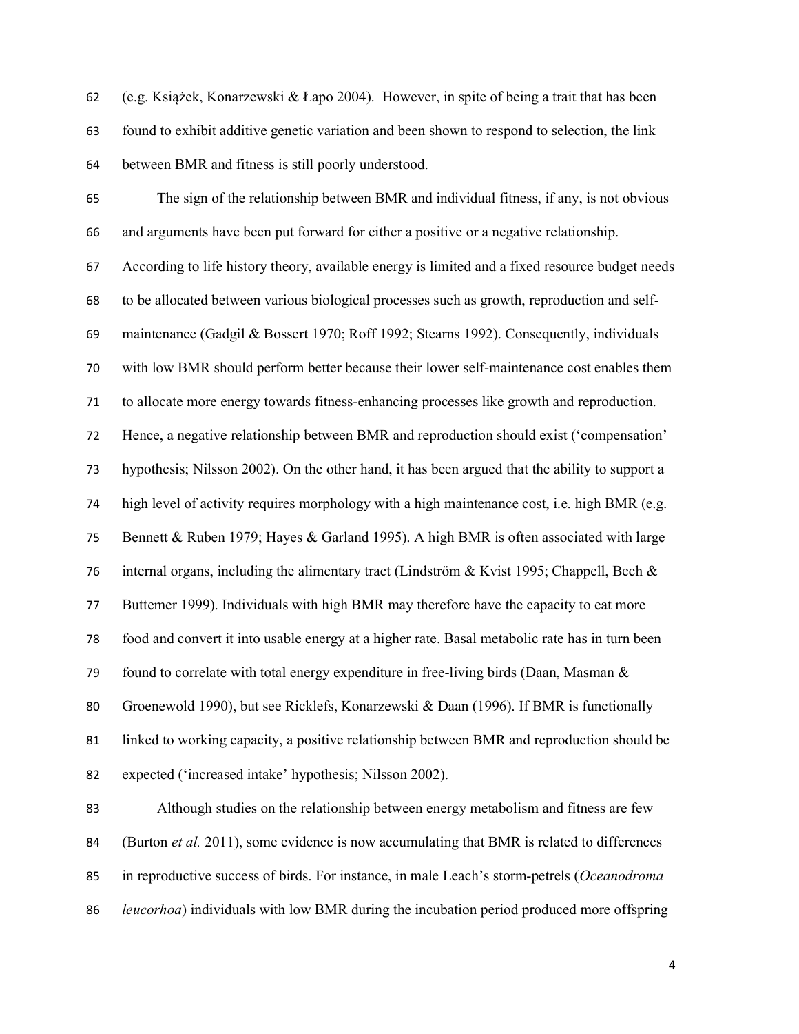(e.g. Książek, Konarzewski & Łapo 2004). However, in spite of being a trait that has been found to exhibit additive genetic variation and been shown to respond to selection, the link between BMR and fitness is still poorly understood.

The sign of the relationship between BMR and individual fitness, if any, is not obvious and arguments have been put forward for either a positive or a negative relationship. According to life history theory, available energy is limited and a fixed resource budget needs to be allocated between various biological processes such as growth, reproduction and self-maintenance (Gadgil & Bossert 1970; Roff 1992; Stearns 1992). Consequently, individuals with low BMR should perform better because their lower self-maintenance cost enables them to allocate more energy towards fitness-enhancing processes like growth and reproduction. Hence, a negative relationship between BMR and reproduction should exist ('compensation' hypothesis; Nilsson 2002). On the other hand, it has been argued that the ability to support a high level of activity requires morphology with a high maintenance cost, i.e. high BMR (e.g. Bennett & Ruben 1979; Hayes & Garland 1995). A high BMR is often associated with large internal organs, including the alimentary tract (Lindström & Kvist 1995; Chappell, Bech & Buttemer 1999). Individuals with high BMR may therefore have the capacity to eat more food and convert it into usable energy at a higher rate. Basal metabolic rate has in turn been found to correlate with total energy expenditure in free-living birds (Daan, Masman & Groenewold 1990), but see Ricklefs, Konarzewski & Daan (1996). If BMR is functionally linked to working capacity, a positive relationship between BMR and reproduction should be expected ('increased intake' hypothesis; Nilsson 2002).

Although studies on the relationship between energy metabolism and fitness are few (Burton *et al.* 2011), some evidence is now accumulating that BMR is related to differences in reproductive success of birds. For instance, in male Leach's storm-petrels (*Oceanodroma leucorhoa*) individuals with low BMR during the incubation period produced more offspring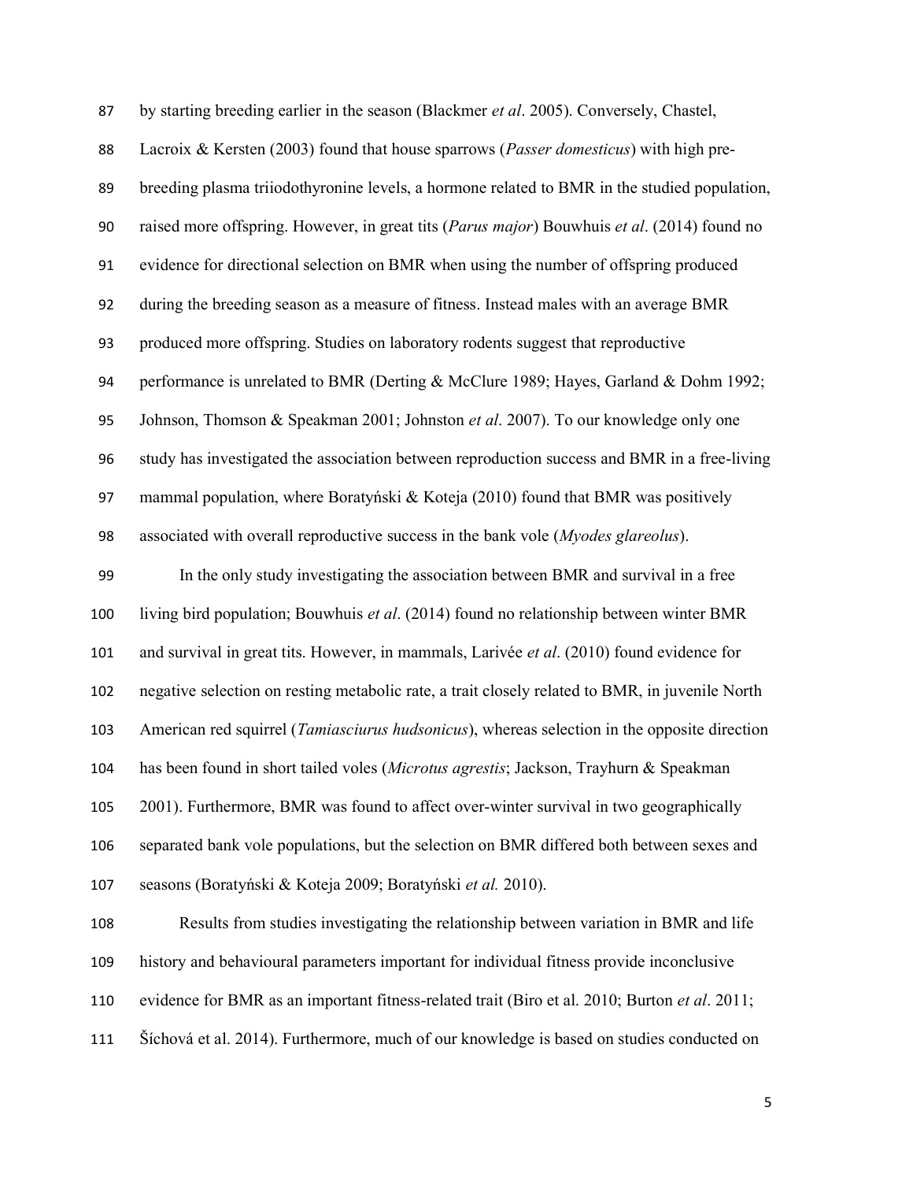by starting breeding earlier in the season (Blackmer *et al*. 2005). Conversely, Chastel, Lacroix & Kersten (2003) found that house sparrows (*Passer domesticus*) with high pre-breeding plasma triiodothyronine levels, a hormone related to BMR in the studied population, raised more offspring. However, in great tits (*Parus major*) Bouwhuis *et al*. (2014) found no evidence for directional selection on BMR when using the number of offspring produced during the breeding season as a measure of fitness. Instead males with an average BMR produced more offspring. Studies on laboratory rodents suggest that reproductive performance is unrelated to BMR (Derting & McClure 1989; Hayes, Garland & Dohm 1992; Johnson, Thomson & Speakman 2001; Johnston *et al*. 2007). To our knowledge only one study has investigated the association between reproduction success and BMR in a free-living mammal population, where Boratyński & Koteja (2010) found that BMR was positively associated with overall reproductive success in the bank vole (*Myodes glareolus*).

In the only study investigating the association between BMR and survival in a free living bird population; Bouwhuis *et al*. (2014) found no relationship between winter BMR and survival in great tits. However, in mammals, Larivée *et al*. (2010) found evidence for negative selection on resting metabolic rate, a trait closely related to BMR, in juvenile North American red squirrel (*Tamiasciurus hudsonicus*), whereas selection in the opposite direction has been found in short tailed voles (*Microtus agrestis*; Jackson, Trayhurn & Speakman 2001). Furthermore, BMR was found to affect over-winter survival in two geographically separated bank vole populations, but the selection on BMR differed both between sexes and seasons (Boratyński & Koteja 2009; Boratyński *et al.* 2010).

Results from studies investigating the relationship between variation in BMR and life history and behavioural parameters important for individual fitness provide inconclusive evidence for BMR as an important fitness-related trait (Biro et al. 2010; Burton *et al*. 2011; Šíchová et al. 2014). Furthermore, much of our knowledge is based on studies conducted on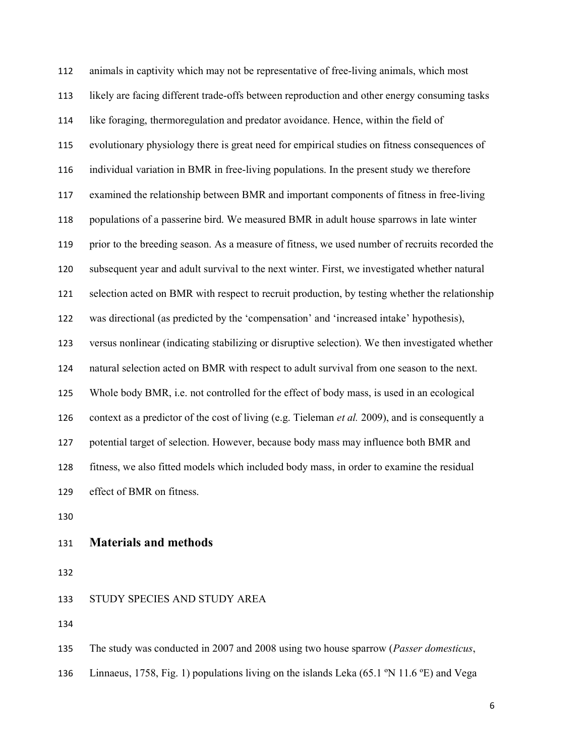animals in captivity which may not be representative of free-living animals, which most likely are facing different trade-offs between reproduction and other energy consuming tasks like foraging, thermoregulation and predator avoidance. Hence, within the field of evolutionary physiology there is great need for empirical studies on fitness consequences of individual variation in BMR in free-living populations. In the present study we therefore examined the relationship between BMR and important components of fitness in free-living populations of a passerine bird. We measured BMR in adult house sparrows in late winter prior to the breeding season. As a measure of fitness, we used number of recruits recorded the subsequent year and adult survival to the next winter. First, we investigated whether natural selection acted on BMR with respect to recruit production, by testing whether the relationship was directional (as predicted by the 'compensation' and 'increased intake' hypothesis), versus nonlinear (indicating stabilizing or disruptive selection). We then investigated whether natural selection acted on BMR with respect to adult survival from one season to the next. Whole body BMR, i.e. not controlled for the effect of body mass, is used in an ecological context as a predictor of the cost of living (e.g. Tieleman *et al.* 2009), and is consequently a potential target of selection. However, because body mass may influence both BMR and fitness, we also fitted models which included body mass, in order to examine the residual effect of BMR on fitness.

## Materials and methods

### STUDY SPECIES AND STUDY AREA

The study was conducted in 2007 and 2008 using two house sparrow (*Passer domesticus*, Linnaeus, 1758, Fig. 1) populations living on the islands Leka (65.1 ºN 11.6 ºE) and Vega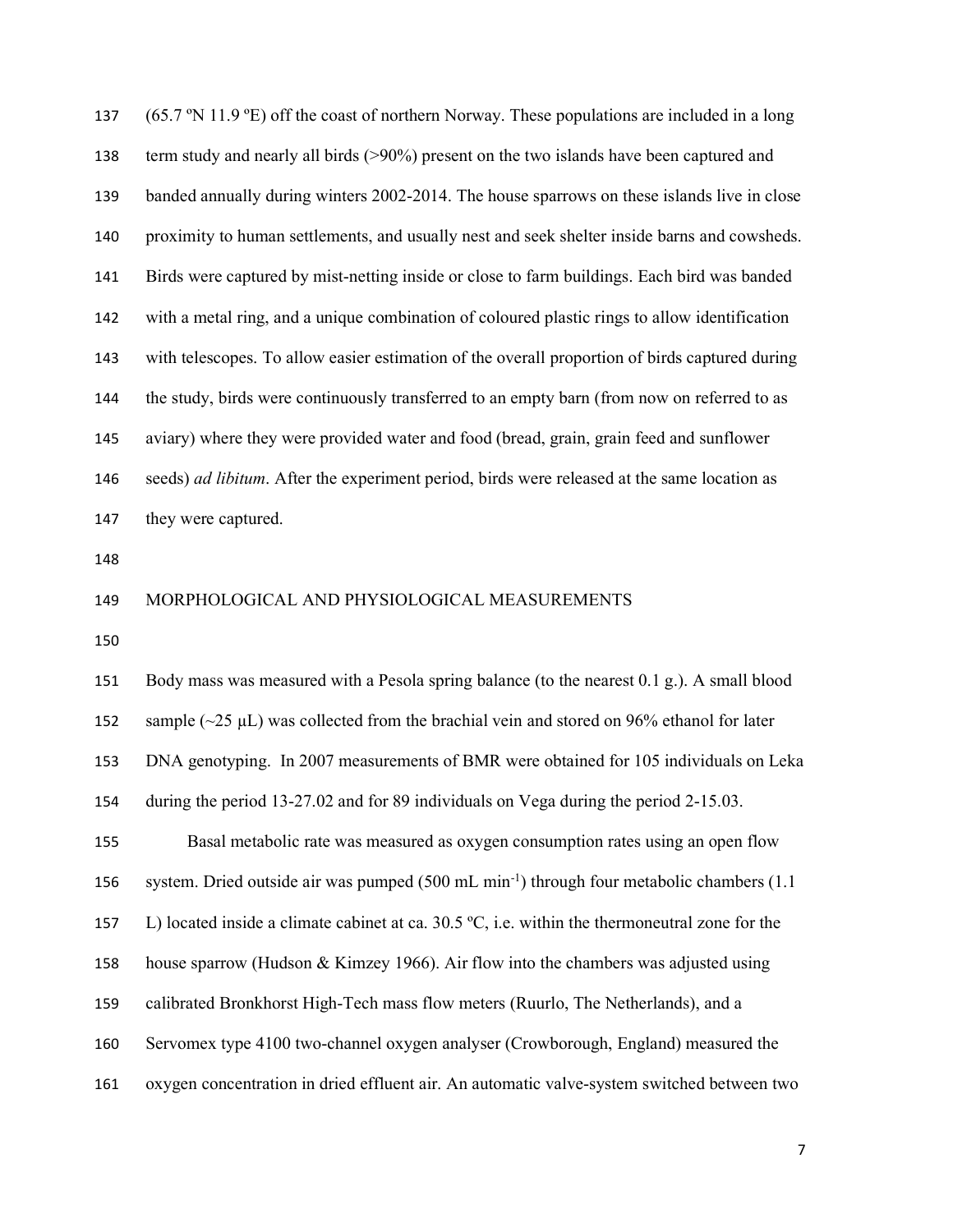(65.7 ºN 11.9 ºE) off the coast of northern Norway. These populations are included in a long term study and nearly all birds (>90%) present on the two islands have been captured and banded annually during winters 2002-2014. The house sparrows on these islands live in close proximity to human settlements, and usually nest and seek shelter inside barns and cowsheds. Birds were captured by mist-netting inside or close to farm buildings. Each bird was banded with a metal ring, and a unique combination of coloured plastic rings to allow identification with telescopes. To allow easier estimation of the overall proportion of birds captured during the study, birds were continuously transferred to an empty barn (from now on referred to as aviary) where they were provided water and food (bread, grain, grain feed and sunflower seeds) *ad libitum*. After the experiment period, birds were released at the same location as they were captured.

## MORPHOLOGICAL AND PHYSIOLOGICAL MEASUREMENTS

Body mass was measured with a Pesola spring balance (to the nearest 0.1 g.). A small blood sample (~25 µL) was collected from the brachial vein and stored on 96% ethanol for later DNA genotyping. In 2007 measurements of BMR were obtained for 105 individuals on Leka during the period 13-27.02 and for 89 individuals on Vega during the period 2-15.03.

Basal metabolic rate was measured as oxygen consumption rates using an open flow system. Dried outside air was pumped (500 mL min$^{-1}$) through four metabolic chambers (1.1 L) located inside a climate cabinet at ca. 30.5 ºC, i.e. within the thermoneutral zone for the house sparrow (Hudson & Kimzey 1966). Air flow into the chambers was adjusted using calibrated Bronkhorst High-Tech mass flow meters (Ruurlo, The Netherlands), and a Servomex type 4100 two-channel oxygen analyser (Crowborough, England) measured the oxygen concentration in dried effluent air. An automatic valve-system switched between two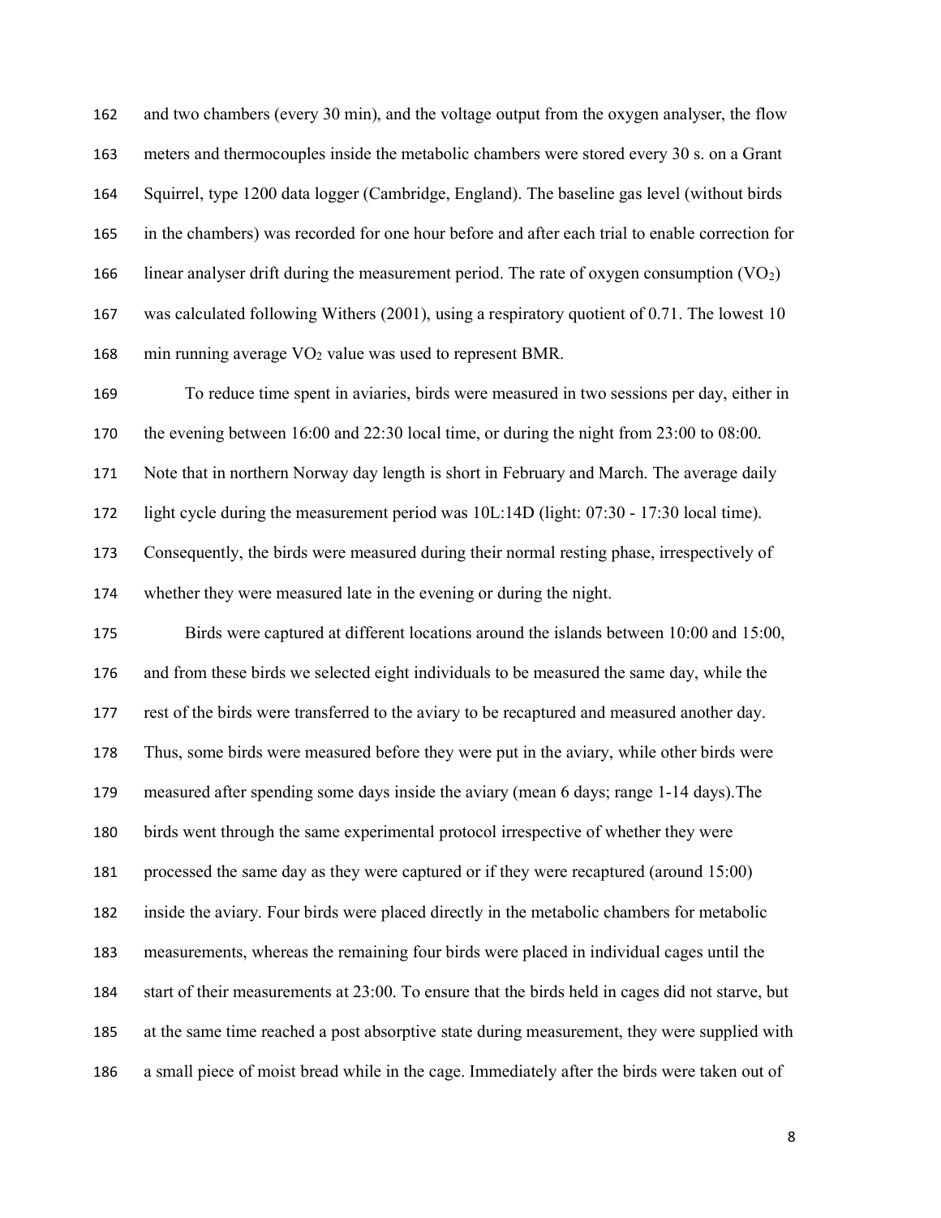and two chambers (every 30 min), and the voltage output from the oxygen analyser, the flow meters and thermocouples inside the metabolic chambers were stored every 30 s. on a Grant Squirrel, type 1200 data logger (Cambridge, England). The baseline gas level (without birds in the chambers) was recorded for one hour before and after each trial to enable correction for linear analyser drift during the measurement period. The rate of oxygen consumption ($VO_2$) was calculated following Withers (2001), using a respiratory quotient of 0.71. The lowest 10 min running average $VO_2$ value was used to represent BMR.

To reduce time spent in aviaries, birds were measured in two sessions per day, either in the evening between 16:00 and 22:30 local time, or during the night from 23:00 to 08:00. Note that in northern Norway day length is short in February and March. The average daily light cycle during the measurement period was 10L:14D (light: 07:30 - 17:30 local time). Consequently, the birds were measured during their normal resting phase, irrespectively of whether they were measured late in the evening or during the night.

Birds were captured at different locations around the islands between 10:00 and 15:00, and from these birds we selected eight individuals to be measured the same day, while the rest of the birds were transferred to the aviary to be recaptured and measured another day. Thus, some birds were measured before they were put in the aviary, while other birds were measured after spending some days inside the aviary (mean 6 days; range 1-14 days).The birds went through the same experimental protocol irrespective of whether they were processed the same day as they were captured or if they were recaptured (around 15:00) inside the aviary. Four birds were placed directly in the metabolic chambers for metabolic measurements, whereas the remaining four birds were placed in individual cages until the start of their measurements at 23:00. To ensure that the birds held in cages did not starve, but at the same time reached a post absorptive state during measurement, they were supplied with a small piece of moist bread while in the cage. Immediately after the birds were taken out of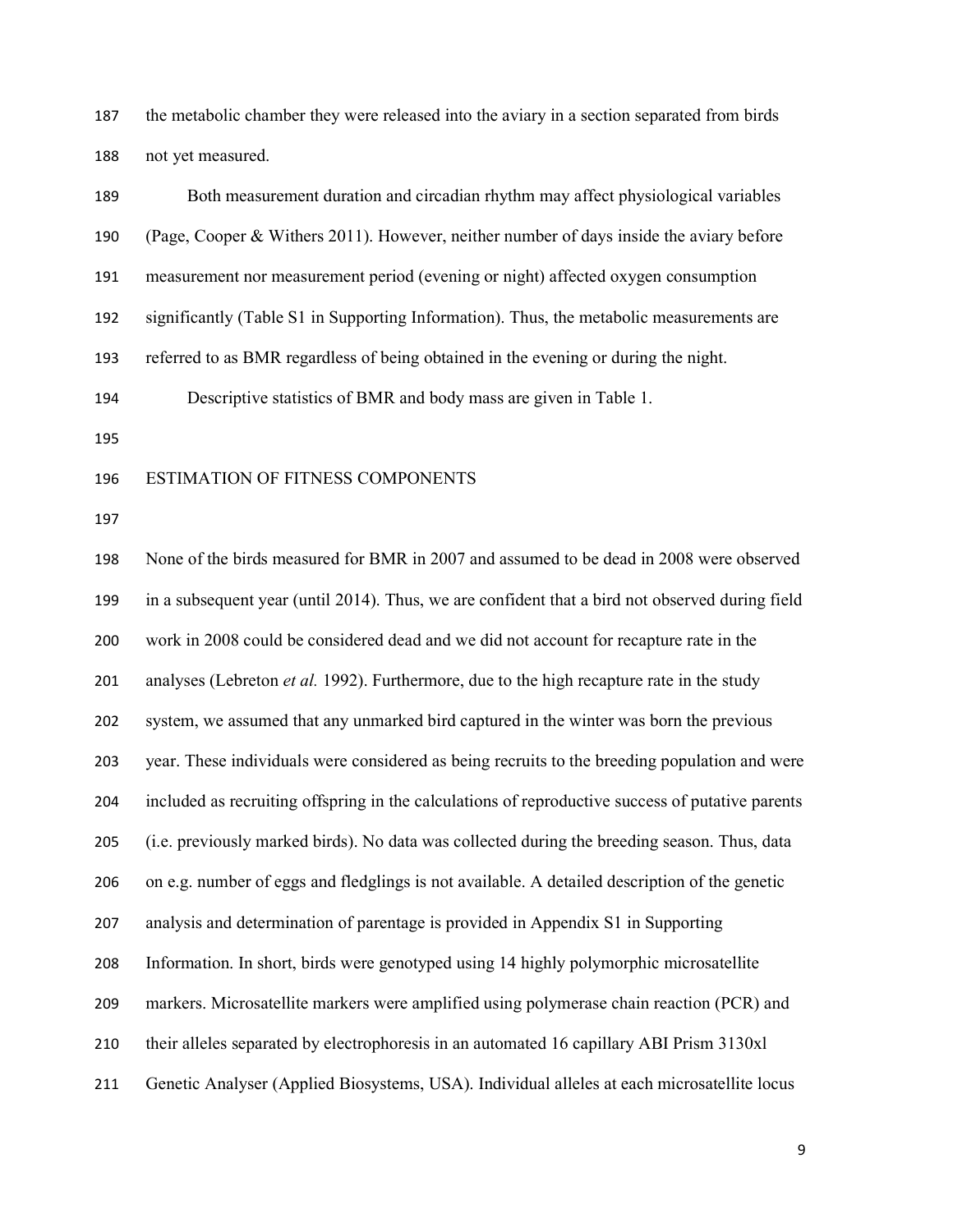the metabolic chamber they were released into the aviary in a section separated from birds not yet measured.

Both measurement duration and circadian rhythm may affect physiological variables (Page, Cooper & Withers 2011). However, neither number of days inside the aviary before measurement nor measurement period (evening or night) affected oxygen consumption significantly (Table S1 in Supporting Information). Thus, the metabolic measurements are referred to as BMR regardless of being obtained in the evening or during the night.

Descriptive statistics of BMR and body mass are given in Table 1.

## ESTIMATION OF FITNESS COMPONENTS

None of the birds measured for BMR in 2007 and assumed to be dead in 2008 were observed in a subsequent year (until 2014). Thus, we are confident that a bird not observed during field work in 2008 could be considered dead and we did not account for recapture rate in the analyses (Lebreton *et al.* 1992). Furthermore, due to the high recapture rate in the study system, we assumed that any unmarked bird captured in the winter was born the previous year. These individuals were considered as being recruits to the breeding population and were included as recruiting offspring in the calculations of reproductive success of putative parents (i.e. previously marked birds). No data was collected during the breeding season. Thus, data on e.g. number of eggs and fledglings is not available. A detailed description of the genetic analysis and determination of parentage is provided in Appendix S1 in Supporting Information. In short, birds were genotyped using 14 highly polymorphic microsatellite markers. Microsatellite markers were amplified using polymerase chain reaction (PCR) and their alleles separated by electrophoresis in an automated 16 capillary ABI Prism 3130xl Genetic Analyser (Applied Biosystems, USA). Individual alleles at each microsatellite locus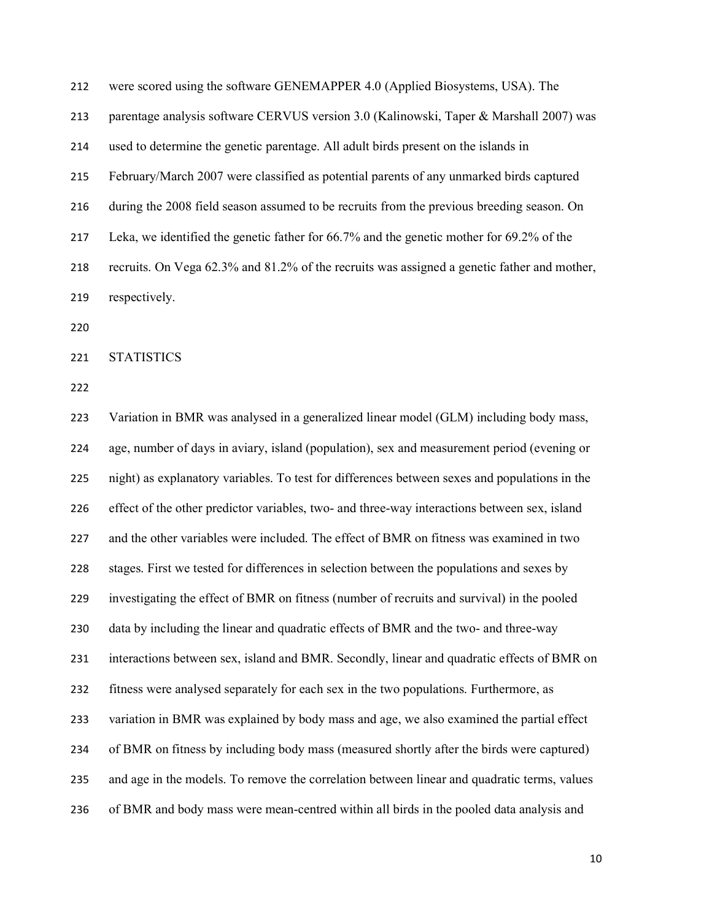were scored using the software GENEMAPPER 4.0 (Applied Biosystems, USA). The parentage analysis software CERVUS version 3.0 (Kalinowski, Taper & Marshall 2007) was used to determine the genetic parentage. All adult birds present on the islands in February/March 2007 were classified as potential parents of any unmarked birds captured during the 2008 field season assumed to be recruits from the previous breeding season. On Leka, we identified the genetic father for 66.7% and the genetic mother for 69.2% of the recruits. On Vega 62.3% and 81.2% of the recruits was assigned a genetic father and mother, respectively.

## STATISTICS

Variation in BMR was analysed in a generalized linear model (GLM) including body mass, age, number of days in aviary, island (population), sex and measurement period (evening or night) as explanatory variables. To test for differences between sexes and populations in the effect of the other predictor variables, two- and three-way interactions between sex, island and the other variables were included. The effect of BMR on fitness was examined in two stages. First we tested for differences in selection between the populations and sexes by investigating the effect of BMR on fitness (number of recruits and survival) in the pooled data by including the linear and quadratic effects of BMR and the two- and three-way interactions between sex, island and BMR. Secondly, linear and quadratic effects of BMR on fitness were analysed separately for each sex in the two populations. Furthermore, as variation in BMR was explained by body mass and age, we also examined the partial effect of BMR on fitness by including body mass (measured shortly after the birds were captured) and age in the models. To remove the correlation between linear and quadratic terms, values of BMR and body mass were mean-centred within all birds in the pooled data analysis and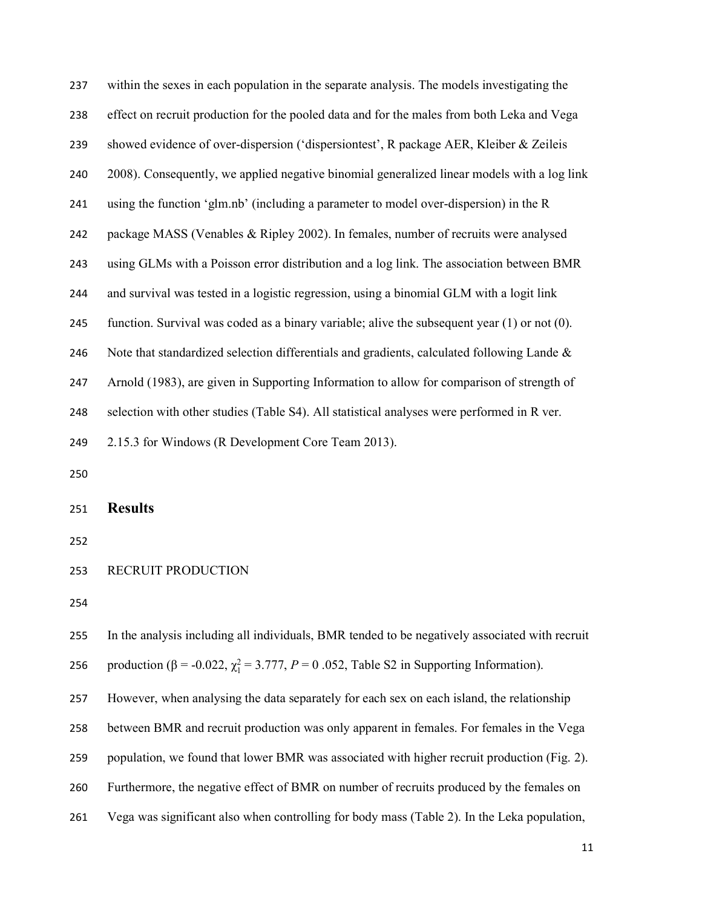within the sexes in each population in the separate analysis. The models investigating the effect on recruit production for the pooled data and for the males from both Leka and Vega showed evidence of over-dispersion ('dispersiontest', R package AER, Kleiber & Zeileis 2008). Consequently, we applied negative binomial generalized linear models with a log link using the function 'glm.nb' (including a parameter to model over-dispersion) in the R package MASS (Venables & Ripley 2002). In females, number of recruits were analysed using GLMs with a Poisson error distribution and a log link. The association between BMR and survival was tested in a logistic regression, using a binomial GLM with a logit link function. Survival was coded as a binary variable; alive the subsequent year (1) or not (0). Note that standardized selection differentials and gradients, calculated following Lande & Arnold (1983), are given in Supporting Information to allow for comparison of strength of selection with other studies (Table S4). All statistical analyses were performed in R ver. 2.15.3 for Windows (R Development Core Team 2013).

## Results

### RECRUIT PRODUCTION

In the analysis including all individuals, BMR tended to be negatively associated with recruit production ($\beta$ = -0.022, $\chi^2_1$ = 3.777, $P$ = 0 .052, Table S2 in Supporting Information). However, when analysing the data separately for each sex on each island, the relationship between BMR and recruit production was only apparent in females. For females in the Vega population, we found that lower BMR was associated with higher recruit production (Fig. 2). Furthermore, the negative effect of BMR on number of recruits produced by the females on Vega was significant also when controlling for body mass (Table 2). In the Leka population,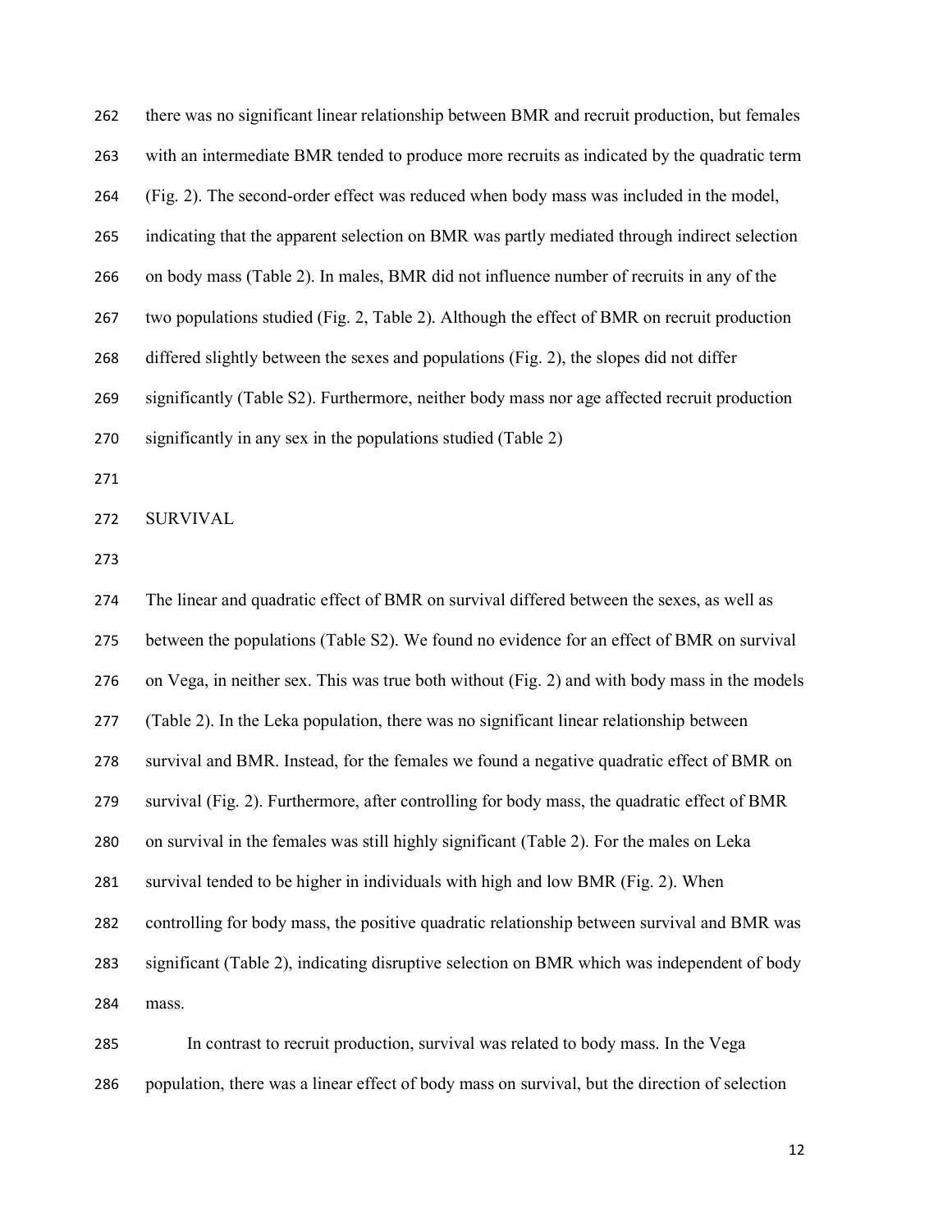there was no significant linear relationship between BMR and recruit production, but females with an intermediate BMR tended to produce more recruits as indicated by the quadratic term (Fig. 2). The second-order effect was reduced when body mass was included in the model, indicating that the apparent selection on BMR was partly mediated through indirect selection on body mass (Table 2). In males, BMR did not influence number of recruits in any of the two populations studied (Fig. 2, Table 2). Although the effect of BMR on recruit production differed slightly between the sexes and populations (Fig. 2), the slopes did not differ significantly (Table S2). Furthermore, neither body mass nor age affected recruit production significantly in any sex in the populations studied (Table 2)

## SURVIVAL

The linear and quadratic effect of BMR on survival differed between the sexes, as well as between the populations (Table S2). We found no evidence for an effect of BMR on survival on Vega, in neither sex. This was true both without (Fig. 2) and with body mass in the models (Table 2). In the Leka population, there was no significant linear relationship between survival and BMR. Instead, for the females we found a negative quadratic effect of BMR on survival (Fig. 2). Furthermore, after controlling for body mass, the quadratic effect of BMR on survival in the females was still highly significant (Table 2). For the males on Leka survival tended to be higher in individuals with high and low BMR (Fig. 2). When controlling for body mass, the positive quadratic relationship between survival and BMR was significant (Table 2), indicating disruptive selection on BMR which was independent of body mass.

In contrast to recruit production, survival was related to body mass. In the Vega population, there was a linear effect of body mass on survival, but the direction of selection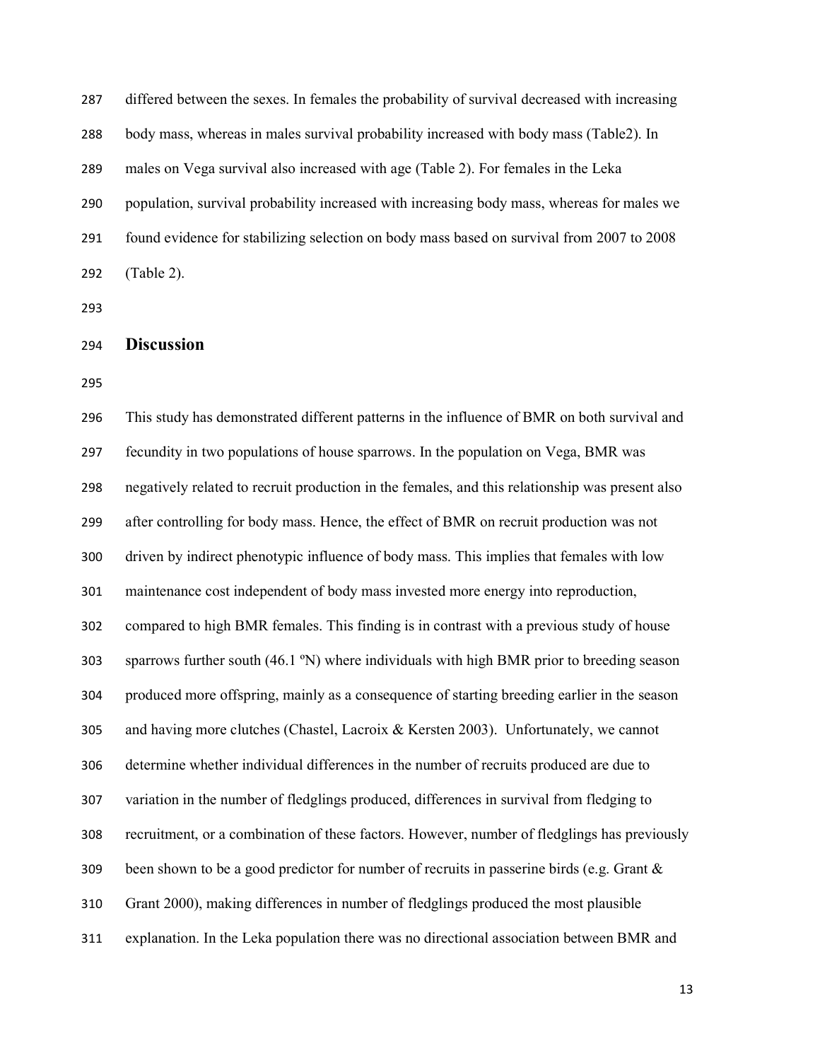differed between the sexes. In females the probability of survival decreased with increasing body mass, whereas in males survival probability increased with body mass (Table2). In males on Vega survival also increased with age (Table 2). For females in the Leka population, survival probability increased with increasing body mass, whereas for males we found evidence for stabilizing selection on body mass based on survival from 2007 to 2008 (Table 2).

## Discussion

This study has demonstrated different patterns in the influence of BMR on both survival and fecundity in two populations of house sparrows. In the population on Vega, BMR was negatively related to recruit production in the females, and this relationship was present also after controlling for body mass. Hence, the effect of BMR on recruit production was not driven by indirect phenotypic influence of body mass. This implies that females with low maintenance cost independent of body mass invested more energy into reproduction, compared to high BMR females. This finding is in contrast with a previous study of house sparrows further south (46.1 ºN) where individuals with high BMR prior to breeding season produced more offspring, mainly as a consequence of starting breeding earlier in the season and having more clutches (Chastel, Lacroix & Kersten 2003). Unfortunately, we cannot determine whether individual differences in the number of recruits produced are due to variation in the number of fledglings produced, differences in survival from fledging to recruitment, or a combination of these factors. However, number of fledglings has previously been shown to be a good predictor for number of recruits in passerine birds (e.g. Grant & Grant 2000), making differences in number of fledglings produced the most plausible explanation. In the Leka population there was no directional association between BMR and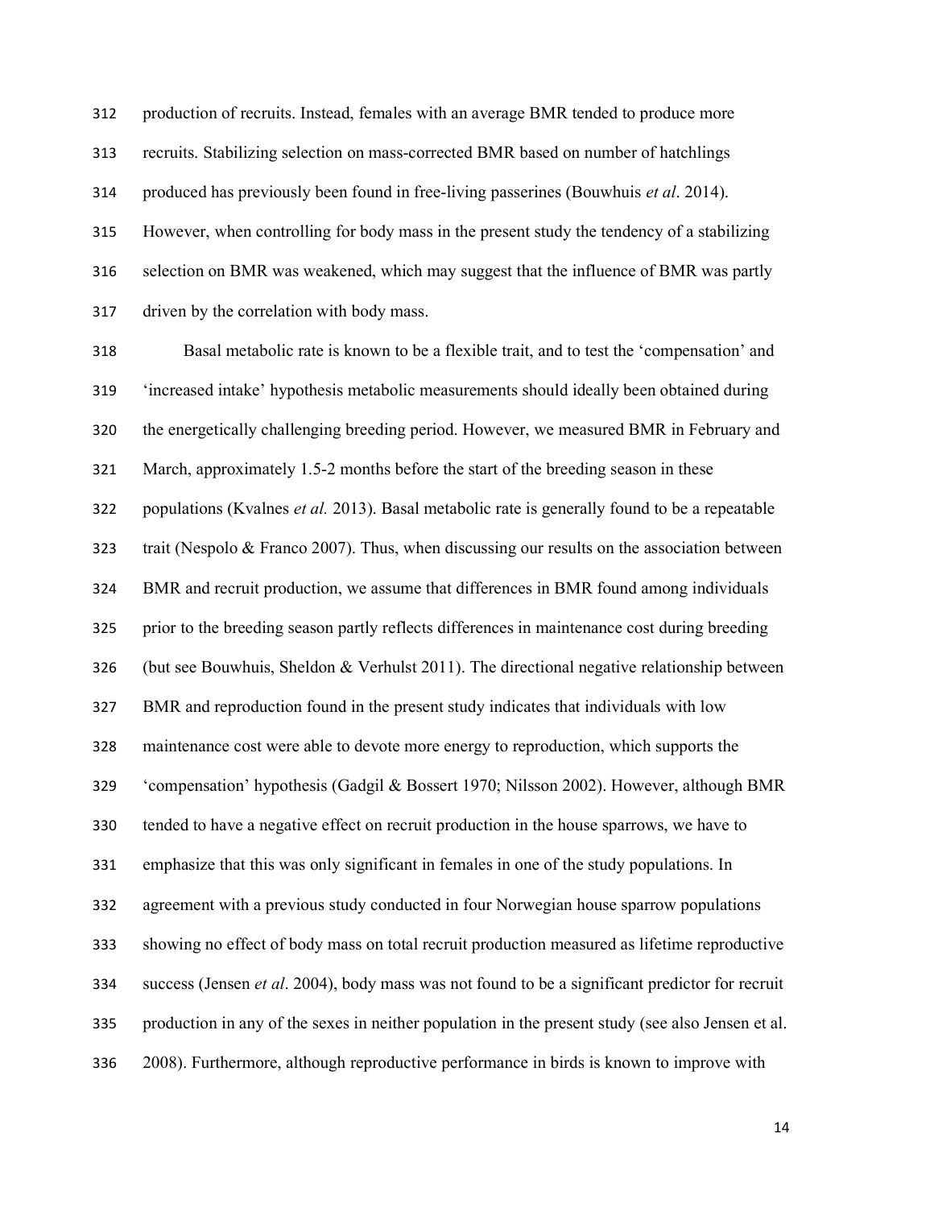production of recruits. Instead, females with an average BMR tended to produce more recruits. Stabilizing selection on mass-corrected BMR based on number of hatchlings produced has previously been found in free-living passerines (Bouwhuis *et al*. 2014). However, when controlling for body mass in the present study the tendency of a stabilizing selection on BMR was weakened, which may suggest that the influence of BMR was partly driven by the correlation with body mass.

Basal metabolic rate is known to be a flexible trait, and to test the 'compensation' and 'increased intake' hypothesis metabolic measurements should ideally been obtained during the energetically challenging breeding period. However, we measured BMR in February and March, approximately 1.5-2 months before the start of the breeding season in these populations (Kvalnes *et al.* 2013). Basal metabolic rate is generally found to be a repeatable trait (Nespolo & Franco 2007). Thus, when discussing our results on the association between BMR and recruit production, we assume that differences in BMR found among individuals prior to the breeding season partly reflects differences in maintenance cost during breeding (but see Bouwhuis, Sheldon & Verhulst 2011). The directional negative relationship between BMR and reproduction found in the present study indicates that individuals with low maintenance cost were able to devote more energy to reproduction, which supports the 'compensation' hypothesis (Gadgil & Bossert 1970; Nilsson 2002). However, although BMR tended to have a negative effect on recruit production in the house sparrows, we have to emphasize that this was only significant in females in one of the study populations. In agreement with a previous study conducted in four Norwegian house sparrow populations showing no effect of body mass on total recruit production measured as lifetime reproductive success (Jensen *et al*. 2004), body mass was not found to be a significant predictor for recruit production in any of the sexes in neither population in the present study (see also Jensen et al. 2008). Furthermore, although reproductive performance in birds is known to improve with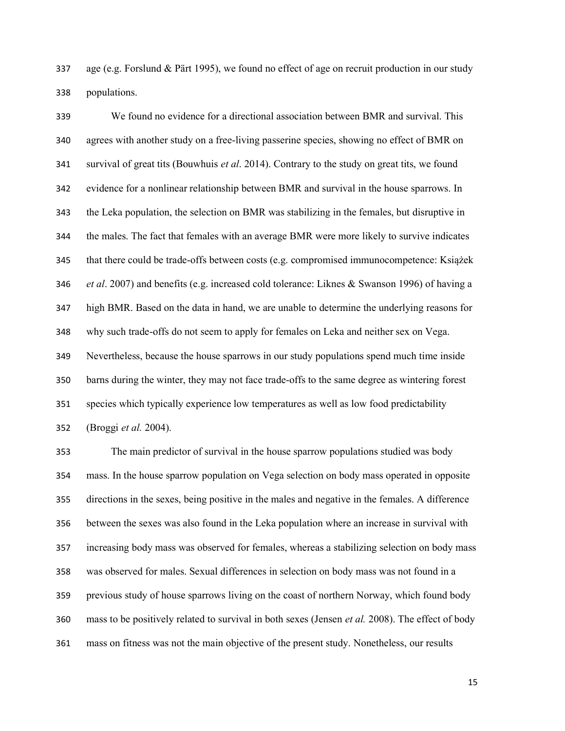age (e.g. Forslund & Pärt 1995), we found no effect of age on recruit production in our study populations.

We found no evidence for a directional association between BMR and survival. This agrees with another study on a free-living passerine species, showing no effect of BMR on survival of great tits (Bouwhuis *et al*. 2014). Contrary to the study on great tits, we found evidence for a nonlinear relationship between BMR and survival in the house sparrows. In the Leka population, the selection on BMR was stabilizing in the females, but disruptive in the males. The fact that females with an average BMR were more likely to survive indicates that there could be trade-offs between costs (e.g. compromised immunocompetence: Książek *et al*. 2007) and benefits (e.g. increased cold tolerance: Liknes & Swanson 1996) of having a high BMR. Based on the data in hand, we are unable to determine the underlying reasons for why such trade-offs do not seem to apply for females on Leka and neither sex on Vega. Nevertheless, because the house sparrows in our study populations spend much time inside barns during the winter, they may not face trade-offs to the same degree as wintering forest species which typically experience low temperatures as well as low food predictability (Broggi *et al.* 2004).

The main predictor of survival in the house sparrow populations studied was body mass. In the house sparrow population on Vega selection on body mass operated in opposite directions in the sexes, being positive in the males and negative in the females. A difference between the sexes was also found in the Leka population where an increase in survival with increasing body mass was observed for females, whereas a stabilizing selection on body mass was observed for males. Sexual differences in selection on body mass was not found in a previous study of house sparrows living on the coast of northern Norway, which found body mass to be positively related to survival in both sexes (Jensen *et al.* 2008). The effect of body mass on fitness was not the main objective of the present study. Nonetheless, our results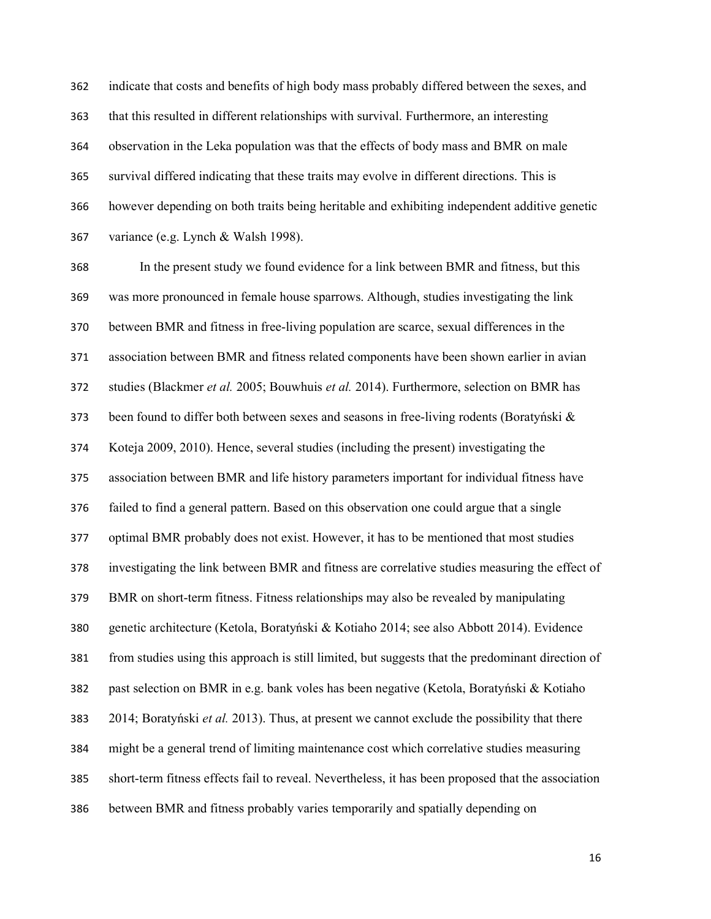indicate that costs and benefits of high body mass probably differed between the sexes, and that this resulted in different relationships with survival. Furthermore, an interesting observation in the Leka population was that the effects of body mass and BMR on male survival differed indicating that these traits may evolve in different directions. This is however depending on both traits being heritable and exhibiting independent additive genetic variance (e.g. Lynch & Walsh 1998).

In the present study we found evidence for a link between BMR and fitness, but this was more pronounced in female house sparrows. Although, studies investigating the link between BMR and fitness in free-living population are scarce, sexual differences in the association between BMR and fitness related components have been shown earlier in avian studies (Blackmer *et al.* 2005; Bouwhuis *et al.* 2014). Furthermore, selection on BMR has been found to differ both between sexes and seasons in free-living rodents (Boratyński & Koteja 2009, 2010). Hence, several studies (including the present) investigating the association between BMR and life history parameters important for individual fitness have failed to find a general pattern. Based on this observation one could argue that a single optimal BMR probably does not exist. However, it has to be mentioned that most studies investigating the link between BMR and fitness are correlative studies measuring the effect of BMR on short-term fitness. Fitness relationships may also be revealed by manipulating genetic architecture (Ketola, Boratyński & Kotiaho 2014; see also Abbott 2014). Evidence from studies using this approach is still limited, but suggests that the predominant direction of past selection on BMR in e.g. bank voles has been negative (Ketola, Boratyński & Kotiaho 2014; Boratyński *et al.* 2013). Thus, at present we cannot exclude the possibility that there might be a general trend of limiting maintenance cost which correlative studies measuring short-term fitness effects fail to reveal. Nevertheless, it has been proposed that the association between BMR and fitness probably varies temporarily and spatially depending on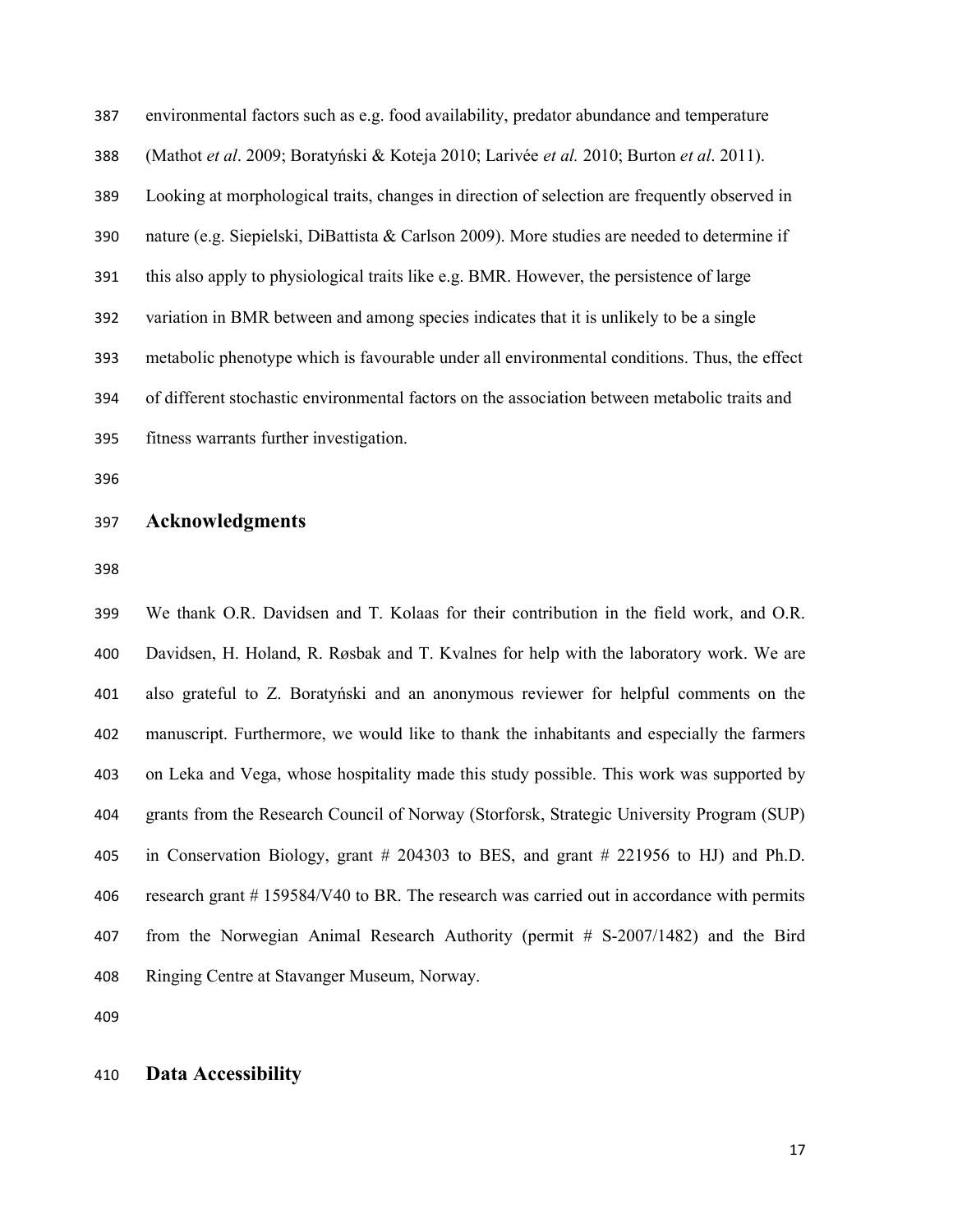environmental factors such as e.g. food availability, predator abundance and temperature (Mathot *et al*. 2009; Boratyński & Koteja 2010; Larivée *et al.* 2010; Burton *et al*. 2011). Looking at morphological traits, changes in direction of selection are frequently observed in nature (e.g. Siepielski, DiBattista & Carlson 2009). More studies are needed to determine if this also apply to physiological traits like e.g. BMR. However, the persistence of large variation in BMR between and among species indicates that it is unlikely to be a single metabolic phenotype which is favourable under all environmental conditions. Thus, the effect of different stochastic environmental factors on the association between metabolic traits and fitness warrants further investigation.

## Acknowledgments

We thank O.R. Davidsen and T. Kolaas for their contribution in the field work, and O.R. Davidsen, H. Holand, R. Røsbak and T. Kvalnes for help with the laboratory work. We are also grateful to Z. Boratyński and an anonymous reviewer for helpful comments on the manuscript. Furthermore, we would like to thank the inhabitants and especially the farmers on Leka and Vega, whose hospitality made this study possible. This work was supported by grants from the Research Council of Norway (Storforsk, Strategic University Program (SUP) in Conservation Biology, grant # 204303 to BES, and grant # 221956 to HJ) and Ph.D. research grant # 159584/V40 to BR. The research was carried out in accordance with permits from the Norwegian Animal Research Authority (permit # S-2007/1482) and the Bird Ringing Centre at Stavanger Museum, Norway.

## Data Accessibility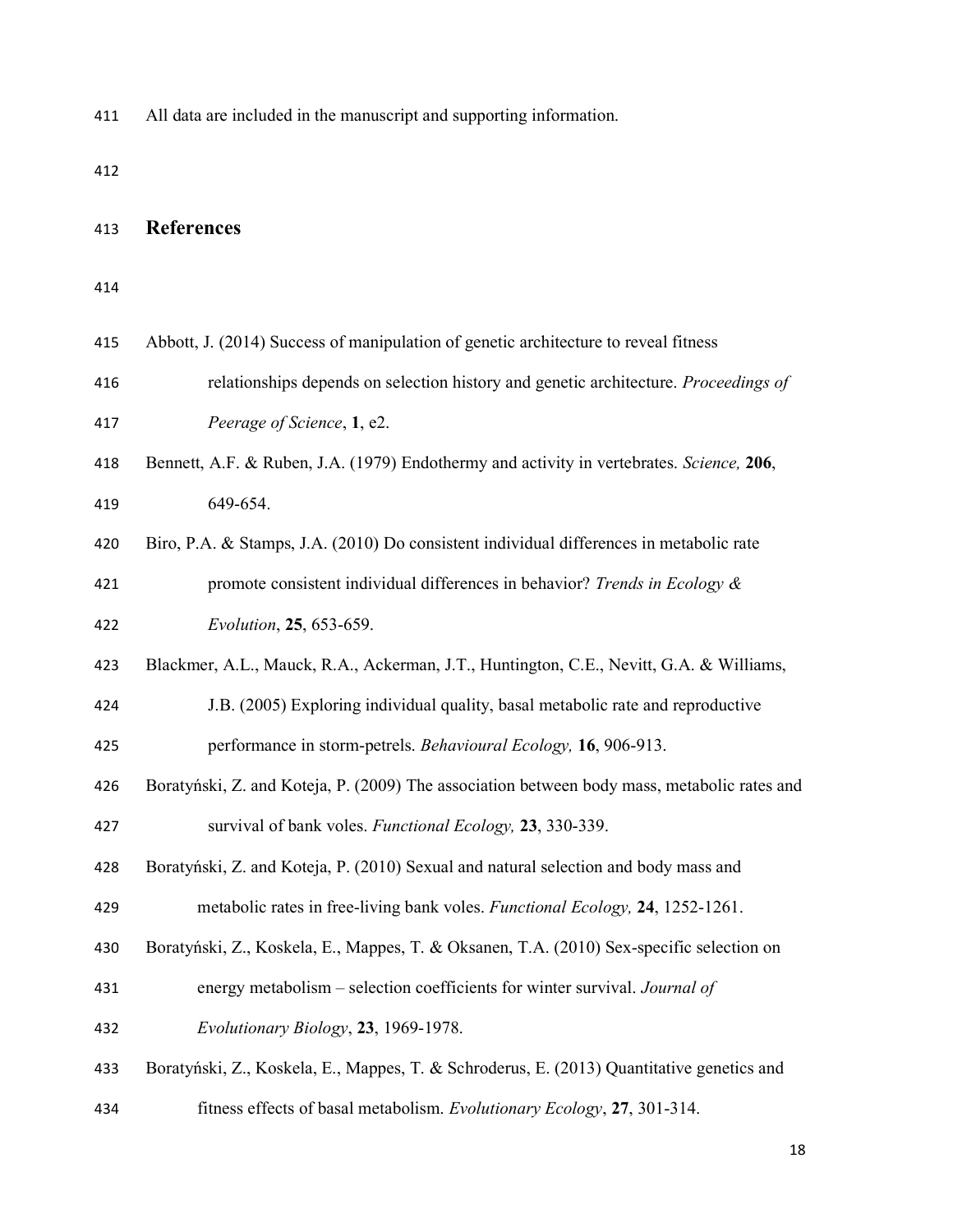All data are included in the manuscript and supporting information.

## References

Abbott, J. (2014) Success of manipulation of genetic architecture to reveal fitness relationships depends on selection history and genetic architecture. *Proceedings of Peerage of Science*, **1**, e2.

Bennett, A.F. & Ruben, J.A. (1979) Endothermy and activity in vertebrates. *Science,* **206**, 649-654.

Biro, P.A. & Stamps, J.A. (2010) Do consistent individual differences in metabolic rate promote consistent individual differences in behavior? *Trends in Ecology & Evolution*, **25**, 653-659.

Blackmer, A.L., Mauck, R.A., Ackerman, J.T., Huntington, C.E., Nevitt, G.A. & Williams, J.B. (2005) Exploring individual quality, basal metabolic rate and reproductive performance in storm-petrels. *Behavioural Ecology,* **16**, 906-913.

Boratyński, Z. and Koteja, P. (2009) The association between body mass, metabolic rates and survival of bank voles. *Functional Ecology,* **23**, 330-339.

Boratyński, Z. and Koteja, P. (2010) Sexual and natural selection and body mass and metabolic rates in free-living bank voles. *Functional Ecology,* **24**, 1252-1261.

Boratyński, Z., Koskela, E., Mappes, T. & Oksanen, T.A. (2010) Sex-specific selection on energy metabolism – selection coefficients for winter survival. *Journal of Evolutionary Biology*, **23**, 1969-1978.

Boratyński, Z., Koskela, E., Mappes, T. & Schroderus, E. (2013) Quantitative genetics and fitness effects of basal metabolism. *Evolutionary Ecology*, **27**, 301-314.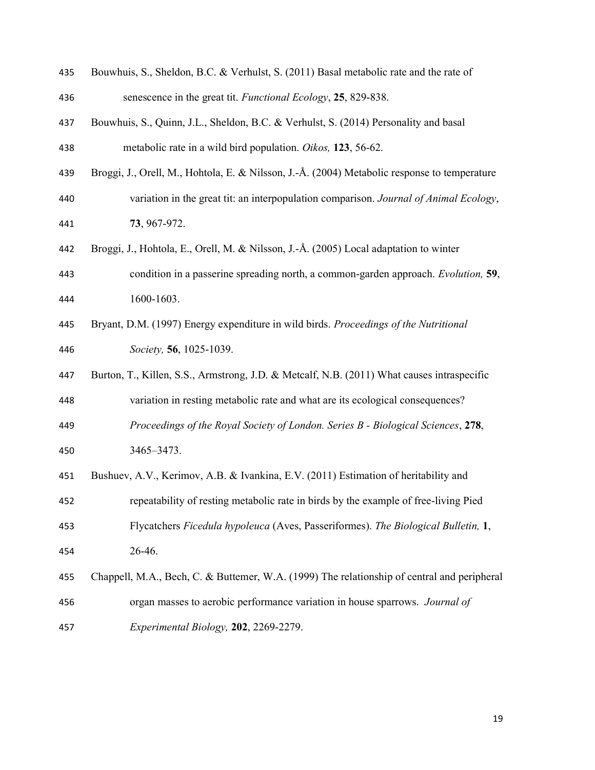Bouwhuis, S., Sheldon, B.C. & Verhulst, S. (2011) Basal metabolic rate and the rate of senescence in the great tit. *Functional Ecology*, **25**, 829-838.

Bouwhuis, S., Quinn, J.L., Sheldon, B.C. & Verhulst, S. (2014) Personality and basal metabolic rate in a wild bird population. *Oikos,* **123**, 56-62.

Broggi, J., Orell, M., Hohtola, E. & Nilsson, J.-Å. (2004) Metabolic response to temperature variation in the great tit: an interpopulation comparison. *Journal of Animal Ecology*, **73**, 967-972.

Broggi, J., Hohtola, E., Orell, M. & Nilsson, J.-Å. (2005) Local adaptation to winter condition in a passerine spreading north, a common-garden approach. *Evolution,* **59**, 1600-1603.

Bryant, D.M. (1997) Energy expenditure in wild birds. *Proceedings of the Nutritional Society,* **56**, 1025-1039.

Burton, T., Killen, S.S., Armstrong, J.D. & Metcalf, N.B. (2011) What causes intraspecific variation in resting metabolic rate and what are its ecological consequences? *Proceedings of the Royal Society of London. Series B - Biological Sciences*, **278**, 3465–3473.

Bushuev, A.V., Kerimov, A.B. & Ivankina, E.V. (2011) Estimation of heritability and repeatability of resting metabolic rate in birds by the example of free-living Pied Flycatchers *Ficedula hypoleuca* (Aves, Passeriformes). *The Biological Bulletin,* **1**, 26-46.

Chappell, M.A., Bech, C. & Buttemer, W.A. (1999) The relationship of central and peripheral organ masses to aerobic performance variation in house sparrows. *Journal of Experimental Biology,* **202**, 2269-2279.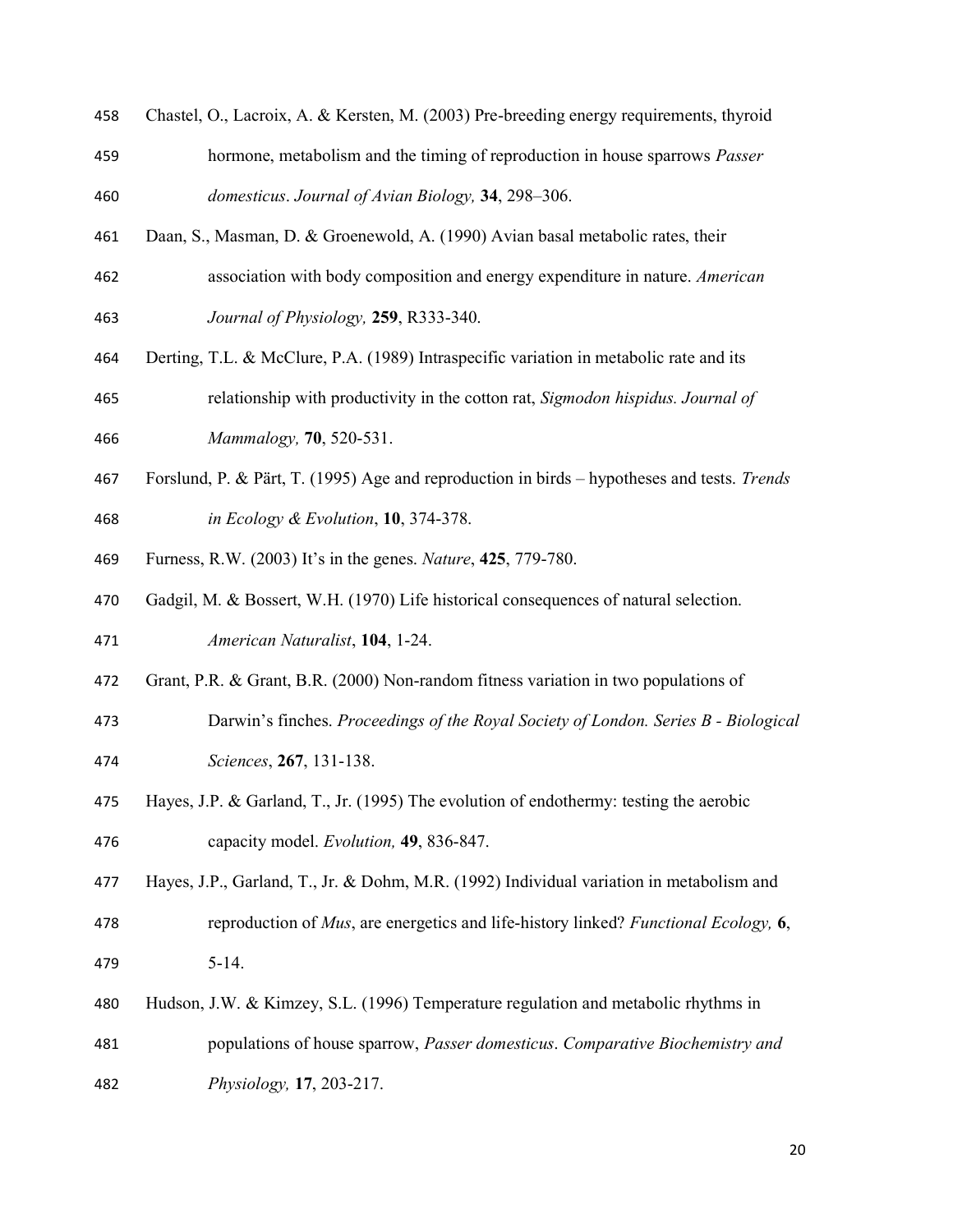Chastel, O., Lacroix, A. & Kersten, M. (2003) Pre-breeding energy requirements, thyroid hormone, metabolism and the timing of reproduction in house sparrows *Passer domesticus*. *Journal of Avian Biology,* **34**, 298–306.

Daan, S., Masman, D. & Groenewold, A. (1990) Avian basal metabolic rates, their association with body composition and energy expenditure in nature. *American Journal of Physiology,* **259**, R333-340.

Derting, T.L. & McClure, P.A. (1989) Intraspecific variation in metabolic rate and its relationship with productivity in the cotton rat, *Sigmodon hispidus. Journal of Mammalogy,* **70**, 520-531.

Forslund, P. & Pärt, T. (1995) Age and reproduction in birds – hypotheses and tests. *Trends in Ecology & Evolution*, **10**, 374-378.

Furness, R.W. (2003) It's in the genes. *Nature*, **425**, 779-780.

Gadgil, M. & Bossert, W.H. (1970) Life historical consequences of natural selection. *American Naturalist*, **104**, 1-24.

Grant, P.R. & Grant, B.R. (2000) Non-random fitness variation in two populations of Darwin's finches. *Proceedings of the Royal Society of London. Series B - Biological Sciences*, **267**, 131-138.

Hayes, J.P. & Garland, T., Jr. (1995) The evolution of endothermy: testing the aerobic capacity model. *Evolution,* **49**, 836-847.

Hayes, J.P., Garland, T., Jr. & Dohm, M.R. (1992) Individual variation in metabolism and reproduction of *Mus*, are energetics and life-history linked? *Functional Ecology,* **6**, 5-14.

Hudson, J.W. & Kimzey, S.L. (1996) Temperature regulation and metabolic rhythms in populations of house sparrow, *Passer domesticus*. *Comparative Biochemistry and Physiology,* **17**, 203-217.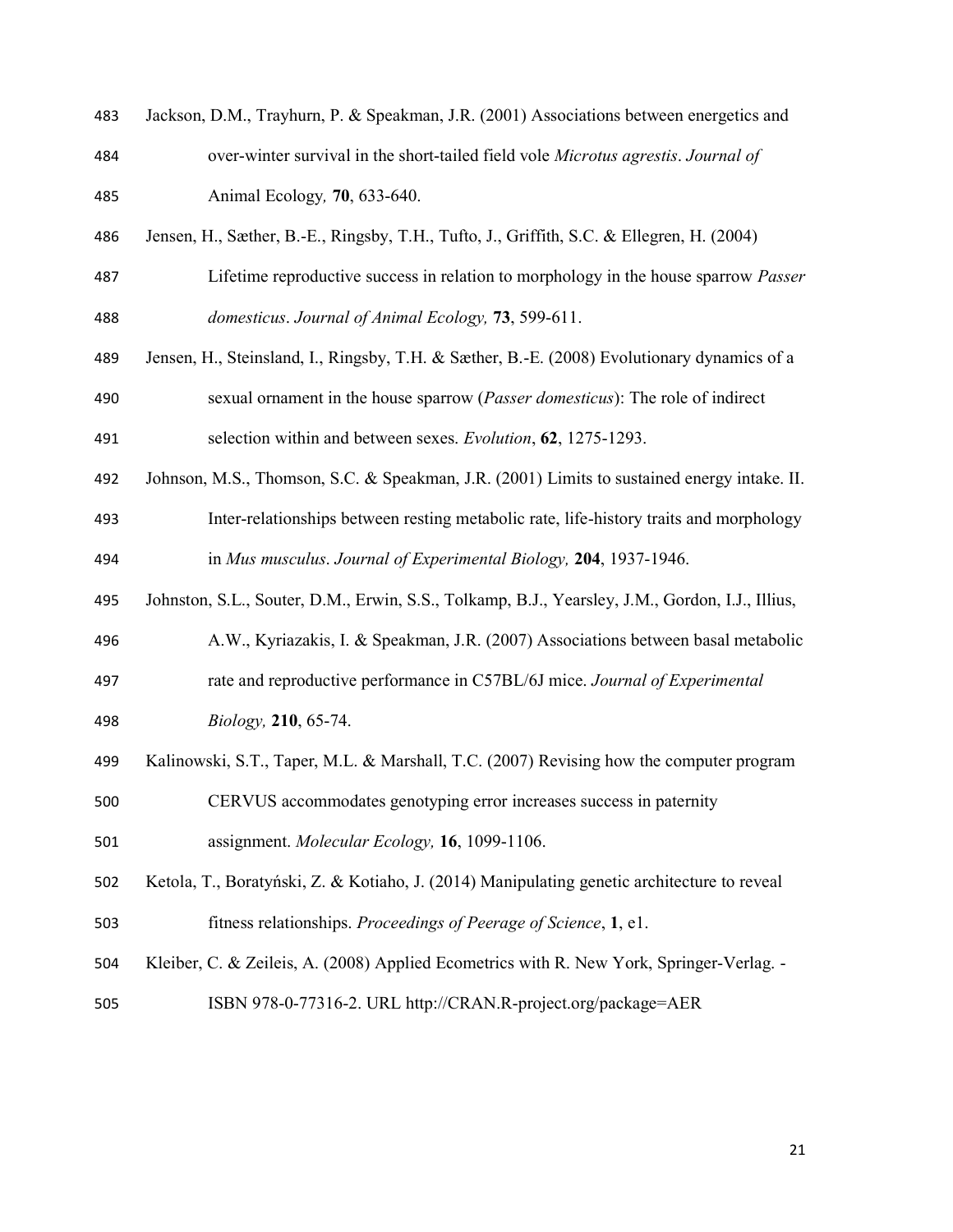Jackson, D.M., Trayhurn, P. & Speakman, J.R. (2001) Associations between energetics and over-winter survival in the short-tailed field vole *Microtus agrestis*. *Journal of Animal Ecology,* **70**, 633-640.

Jensen, H., Sæther, B.-E., Ringsby, T.H., Tufto, J., Griffith, S.C. & Ellegren, H. (2004) Lifetime reproductive success in relation to morphology in the house sparrow *Passer domesticus*. *Journal of Animal Ecology,* **73**, 599-611.

Jensen, H., Steinsland, I., Ringsby, T.H. & Sæther, B.-E. (2008) Evolutionary dynamics of a sexual ornament in the house sparrow (*Passer domesticus*): The role of indirect selection within and between sexes. *Evolution*, **62**, 1275-1293.

Johnson, M.S., Thomson, S.C. & Speakman, J.R. (2001) Limits to sustained energy intake. II. Inter-relationships between resting metabolic rate, life-history traits and morphology in *Mus musculus*. *Journal of Experimental Biology,* **204**, 1937-1946.

Johnston, S.L., Souter, D.M., Erwin, S.S., Tolkamp, B.J., Yearsley, J.M., Gordon, I.J., Illius, A.W., Kyriazakis, I. & Speakman, J.R. (2007) Associations between basal metabolic rate and reproductive performance in C57BL/6J mice. *Journal of Experimental Biology,* **210**, 65-74.

Kalinowski, S.T., Taper, M.L. & Marshall, T.C. (2007) Revising how the computer program CERVUS accommodates genotyping error increases success in paternity assignment. *Molecular Ecology,* **16**, 1099-1106.

Ketola, T., Boratyński, Z. & Kotiaho, J. (2014) Manipulating genetic architecture to reveal fitness relationships. *Proceedings of Peerage of Science*, **1**, e1.

Kleiber, C. & Zeileis, A. (2008) Applied Ecometrics with R. New York, Springer-Verlag. - ISBN 978-0-77316-2. URL http://CRAN.R-project.org/package=AER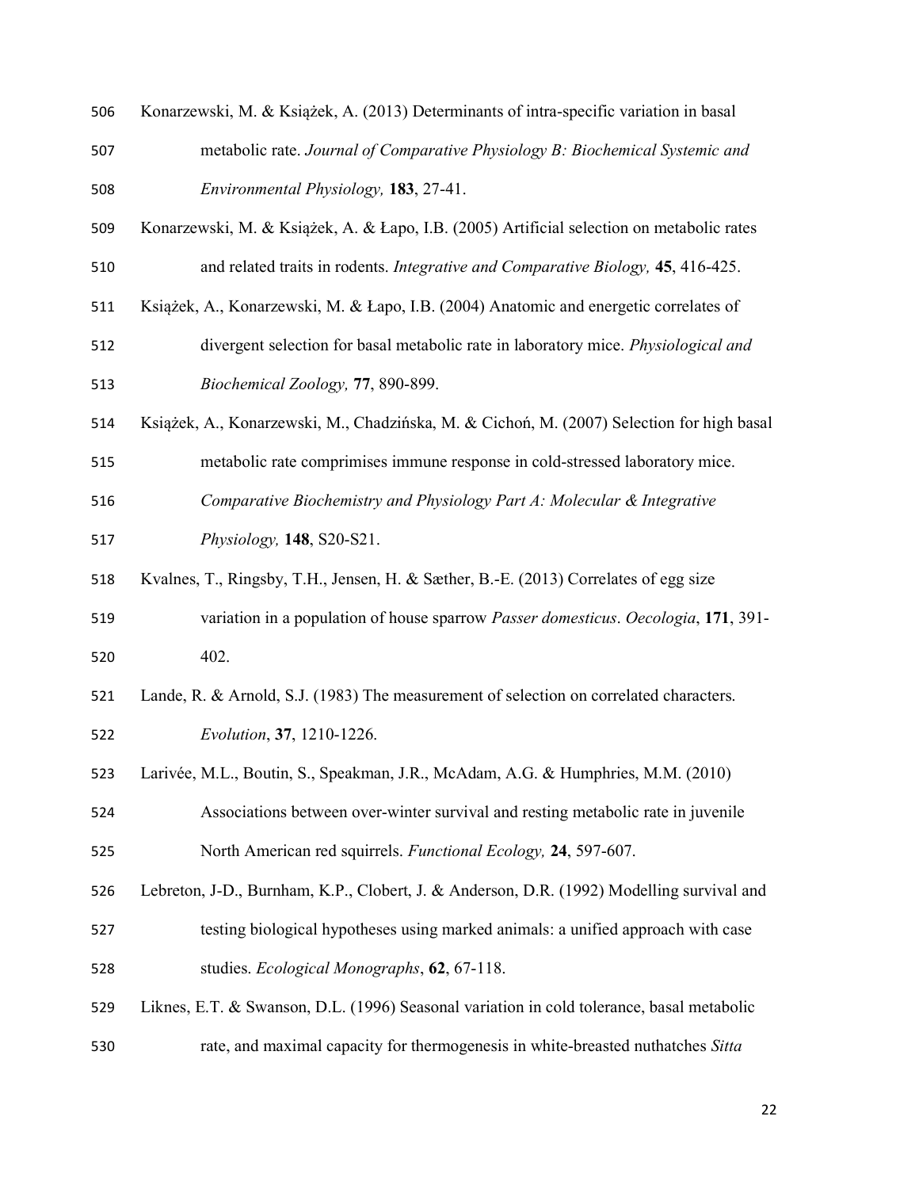Konarzewski, M. & Książek, A. (2013) Determinants of intra-specific variation in basal metabolic rate. *Journal of Comparative Physiology B: Biochemical Systemic and Environmental Physiology,* **183**, 27-41.

Konarzewski, M. & Książek, A. & Łapo, I.B. (2005) Artificial selection on metabolic rates and related traits in rodents. *Integrative and Comparative Biology,* **45**, 416-425.

Książek, A., Konarzewski, M. & Łapo, I.B. (2004) Anatomic and energetic correlates of divergent selection for basal metabolic rate in laboratory mice. *Physiological and Biochemical Zoology,* **77**, 890-899.

Książek, A., Konarzewski, M., Chadzińska, M. & Cichoń, M. (2007) Selection for high basal metabolic rate comprimises immune response in cold-stressed laboratory mice. *Comparative Biochemistry and Physiology Part A: Molecular & Integrative Physiology,* **148**, S20-S21.

Kvalnes, T., Ringsby, T.H., Jensen, H. & Sæther, B.-E. (2013) Correlates of egg size variation in a population of house sparrow *Passer domesticus*. *Oecologia*, **171**, 391-402.

Lande, R. & Arnold, S.J. (1983) The measurement of selection on correlated characters. *Evolution*, **37**, 1210-1226.

Larivée, M.L., Boutin, S., Speakman, J.R., McAdam, A.G. & Humphries, M.M. (2010) Associations between over-winter survival and resting metabolic rate in juvenile North American red squirrels. *Functional Ecology,* **24**, 597-607.

Lebreton, J-D., Burnham, K.P., Clobert, J. & Anderson, D.R. (1992) Modelling survival and testing biological hypotheses using marked animals: a unified approach with case studies. *Ecological Monographs*, **62**, 67-118.

Liknes, E.T. & Swanson, D.L. (1996) Seasonal variation in cold tolerance, basal metabolic rate, and maximal capacity for thermogenesis in white-breasted nuthatches *Sitta*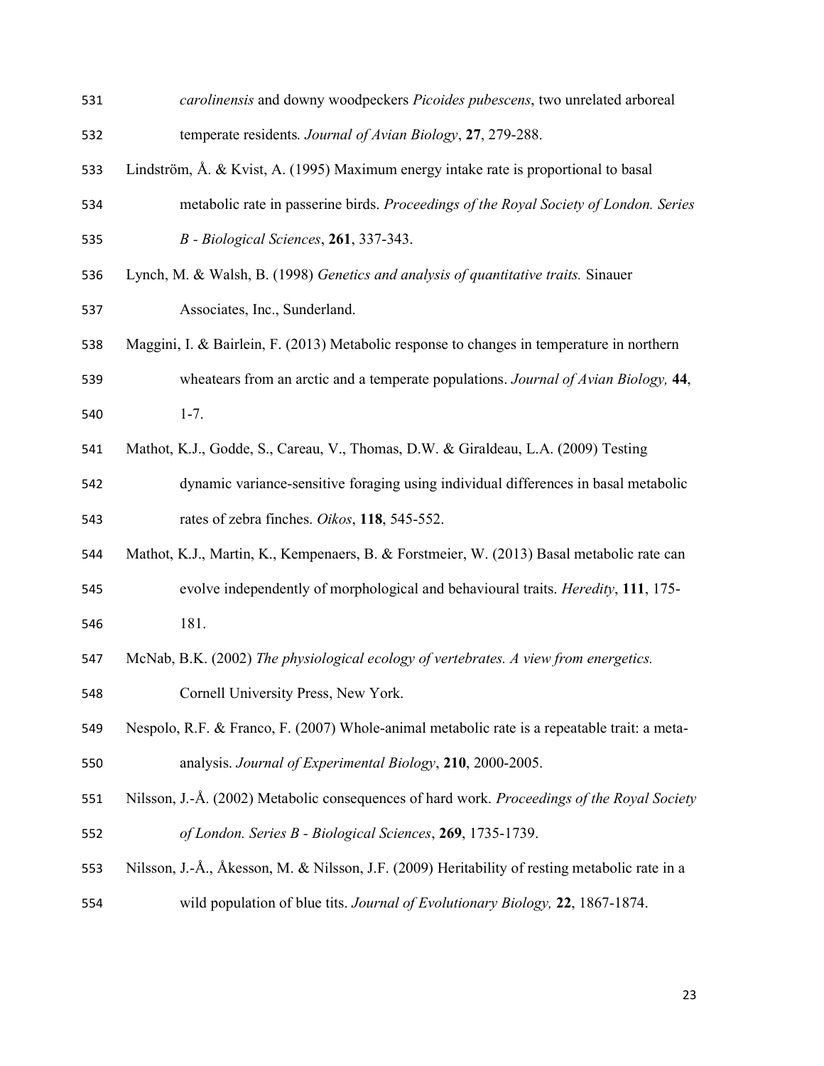*carolinensis* and downy woodpeckers *Picoides pubescens*, two unrelated arboreal temperate residents*. Journal of Avian Biology*, **27**, 279-288.

Lindström, Å. & Kvist, A. (1995) Maximum energy intake rate is proportional to basal metabolic rate in passerine birds. *Proceedings of the Royal Society of London. Series B - Biological Sciences*, **261**, 337-343.

Lynch, M. & Walsh, B. (1998) *Genetics and analysis of quantitative traits.* Sinauer Associates, Inc., Sunderland.

Maggini, I. & Bairlein, F. (2013) Metabolic response to changes in temperature in northern wheatears from an arctic and a temperate populations. *Journal of Avian Biology,* **44**, 1-7.

Mathot, K.J., Godde, S., Careau, V., Thomas, D.W. & Giraldeau, L.A. (2009) Testing dynamic variance-sensitive foraging using individual differences in basal metabolic rates of zebra finches. *Oikos*, **118**, 545-552.

Mathot, K.J., Martin, K., Kempenaers, B. & Forstmeier, W. (2013) Basal metabolic rate can evolve independently of morphological and behavioural traits. *Heredity*, **111**, 175-181.

McNab, B.K. (2002) *The physiological ecology of vertebrates. A view from energetics.* Cornell University Press, New York.

Nespolo, R.F. & Franco, F. (2007) Whole-animal metabolic rate is a repeatable trait: a meta-analysis. *Journal of Experimental Biology*, **210**, 2000-2005.

Nilsson, J.-Å. (2002) Metabolic consequences of hard work. *Proceedings of the Royal Society of London. Series B - Biological Sciences*, **269**, 1735-1739.

Nilsson, J.-Å., Åkesson, M. & Nilsson, J.F. (2009) Heritability of resting metabolic rate in a wild population of blue tits. *Journal of Evolutionary Biology,* **22**, 1867-1874.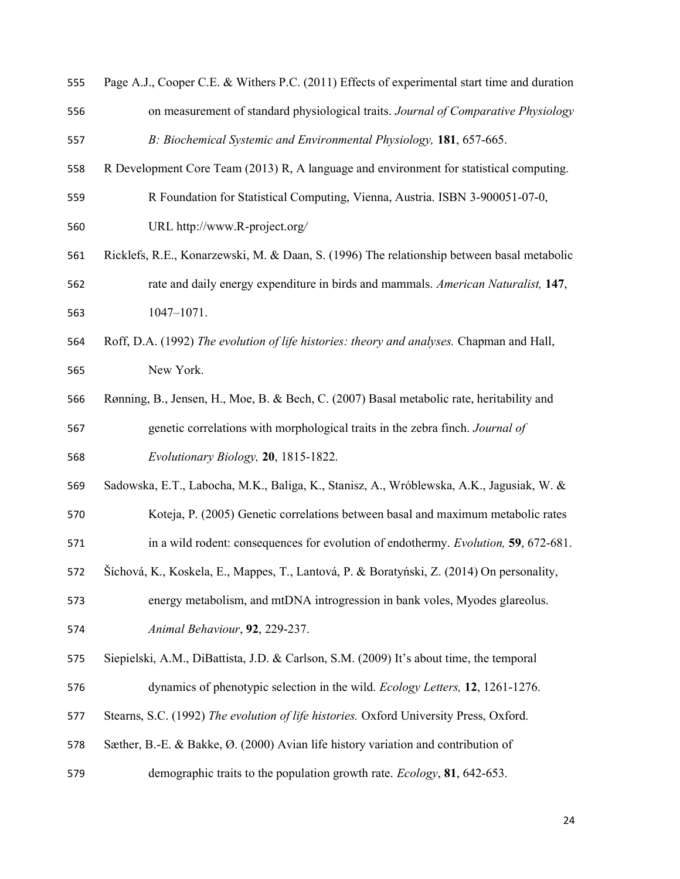Page A.J., Cooper C.E. & Withers P.C. (2011) Effects of experimental start time and duration on measurement of standard physiological traits. *Journal of Comparative Physiology B: Biochemical Systemic and Environmental Physiology,* **181**, 657-665.

R Development Core Team (2013) R, A language and environment for statistical computing. R Foundation for Statistical Computing, Vienna, Austria. ISBN 3-900051-07-0, URL http://www.R-project.org/

Ricklefs, R.E., Konarzewski, M. & Daan, S. (1996) The relationship between basal metabolic rate and daily energy expenditure in birds and mammals. *American Naturalist,* **147**, 1047–1071.

Roff, D.A. (1992) *The evolution of life histories: theory and analyses.* Chapman and Hall, New York.

Rønning, B., Jensen, H., Moe, B. & Bech, C. (2007) Basal metabolic rate, heritability and genetic correlations with morphological traits in the zebra finch. *Journal of Evolutionary Biology,* **20**, 1815-1822.

Sadowska, E.T., Labocha, M.K., Baliga, K., Stanisz, A., Wróblewska, A.K., Jagusiak, W. & Koteja, P. (2005) Genetic correlations between basal and maximum metabolic rates in a wild rodent: consequences for evolution of endothermy. *Evolution,* **59**, 672-681.

Šíchová, K., Koskela, E., Mappes, T., Lantová, P. & Boratyński, Z. (2014) On personality, energy metabolism, and mtDNA introgression in bank voles, Myodes glareolus. *Animal Behaviour*, **92**, 229-237.

Siepielski, A.M., DiBattista, J.D. & Carlson, S.M. (2009) It's about time, the temporal dynamics of phenotypic selection in the wild. *Ecology Letters,* **12**, 1261-1276.

Stearns, S.C. (1992) *The evolution of life histories.* Oxford University Press, Oxford.

Sæther, B.-E. & Bakke, Ø. (2000) Avian life history variation and contribution of demographic traits to the population growth rate. *Ecology*, **81**, 642-653.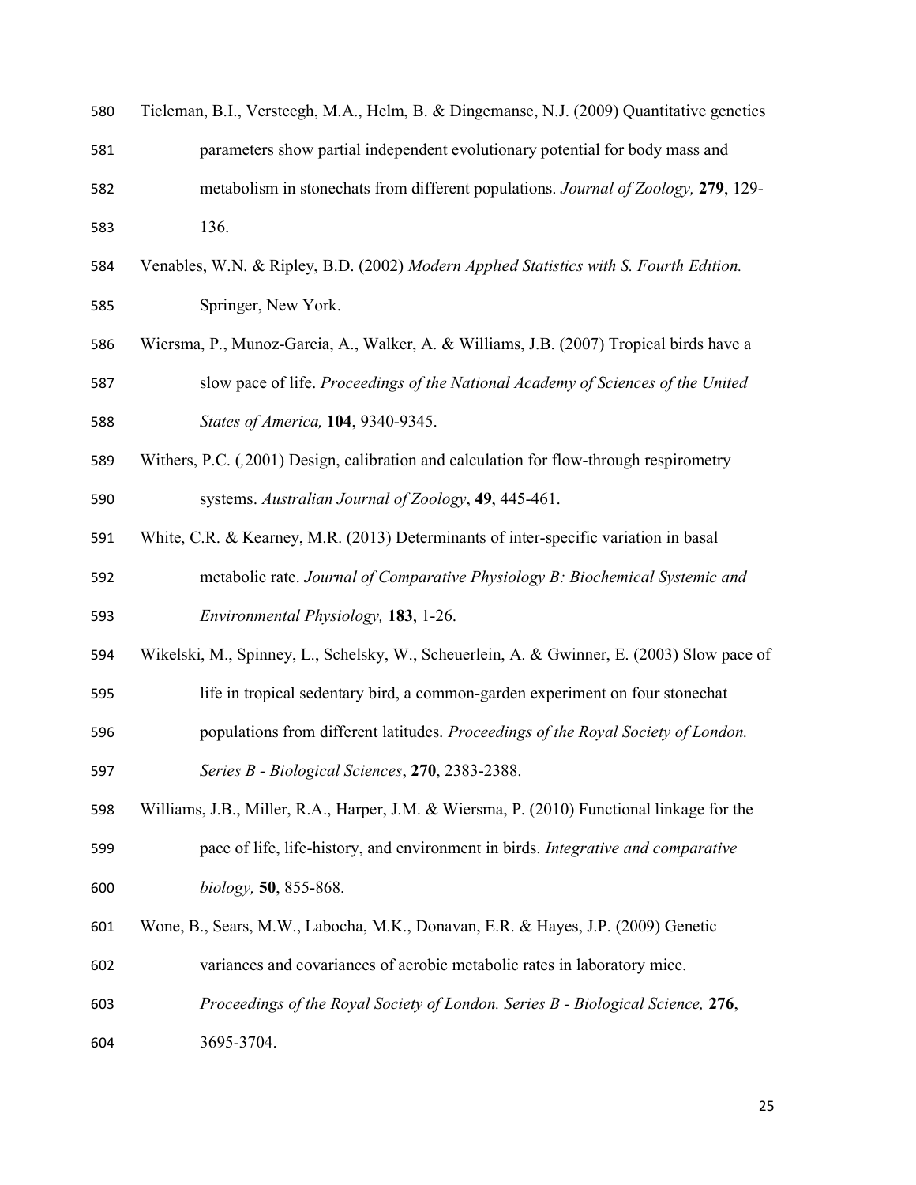Tieleman, B.I., Versteegh, M.A., Helm, B. & Dingemanse, N.J. (2009) Quantitative genetics parameters show partial independent evolutionary potential for body mass and metabolism in stonechats from different populations. *Journal of Zoology,* **279**, 129-136.

Venables, W.N. & Ripley, B.D. (2002) *Modern Applied Statistics with S. Fourth Edition.* Springer, New York.

Wiersma, P., Munoz-Garcia, A., Walker, A. & Williams, J.B. (2007) Tropical birds have a slow pace of life. *Proceedings of the National Academy of Sciences of the United States of America,* **104**, 9340-9345.

Withers, P.C. (,2001) Design, calibration and calculation for flow-through respirometry systems. *Australian Journal of Zoology*, **49**, 445-461.

White, C.R. & Kearney, M.R. (2013) Determinants of inter-specific variation in basal metabolic rate. *Journal of Comparative Physiology B: Biochemical Systemic and Environmental Physiology,* **183**, 1-26.

Wikelski, M., Spinney, L., Schelsky, W., Scheuerlein, A. & Gwinner, E. (2003) Slow pace of life in tropical sedentary bird, a common-garden experiment on four stonechat populations from different latitudes. *Proceedings of the Royal Society of London. Series B - Biological Sciences*, **270**, 2383-2388.

Williams, J.B., Miller, R.A., Harper, J.M. & Wiersma, P. (2010) Functional linkage for the pace of life, life-history, and environment in birds. *Integrative and comparative biology,* **50**, 855-868.

Wone, B., Sears, M.W., Labocha, M.K., Donavan, E.R. & Hayes, J.P. (2009) Genetic variances and covariances of aerobic metabolic rates in laboratory mice. *Proceedings of the Royal Society of London. Series B - Biological Science,* **276**, 3695-3704.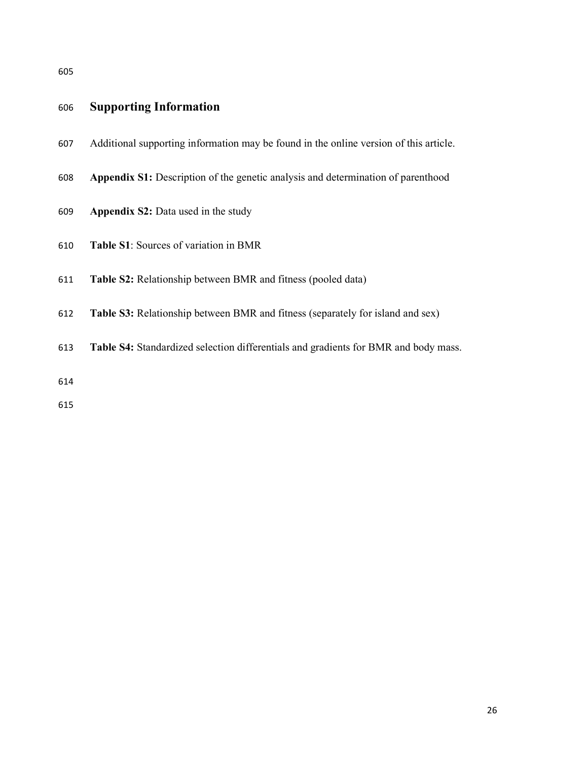## Supporting Information

Additional supporting information may be found in the online version of this article.

**Appendix S1:** Description of the genetic analysis and determination of parenthood

**Appendix S2:** Data used in the study

**Table S1**: Sources of variation in BMR

**Table S2:** Relationship between BMR and fitness (pooled data)

**Table S3:** Relationship between BMR and fitness (separately for island and sex)

**Table S4:** Standardized selection differentials and gradients for BMR and body mass.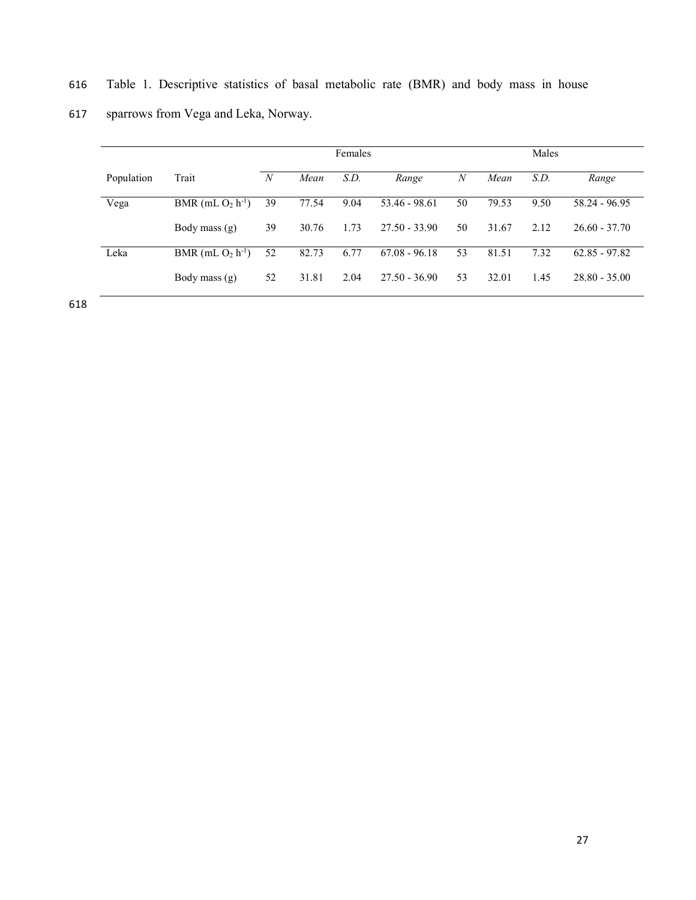Table 1. Descriptive statistics of basal metabolic rate (BMR) and body mass in house sparrows from Vega and Leka, Norway.

| | | Females | | | | Males | | | |
|---|---|---|---|---|---|---|---|---|---|
| Population | Trait | *N* | *Mean* | *S.D.* | *Range* | *N* | *Mean* | *S.D.* | *Range* |
| Vega | BMR (mL $O_2$ $h^{-1}$) | 39 | 77.54 | 9.04 | 53.46 - 98.61 | 50 | 79.53 | 9.50 | 58.24 - 96.95 |
| | Body mass (g) | 39 | 30.76 | 1.73 | 27.50 - 33.90 | 50 | 31.67 | 2.12 | 26.60 - 37.70 |
| Leka | BMR (mL $O_2$ $h^{-1}$) | 52 | 82.73 | 6.77 | 67.08 - 96.18 | 53 | 81.51 | 7.32 | 62.85 - 97.82 |
| | Body mass (g) | 52 | 31.81 | 2.04 | 27.50 - 36.90 | 53 | 32.01 | 1.45 | 28.80 - 35.00 |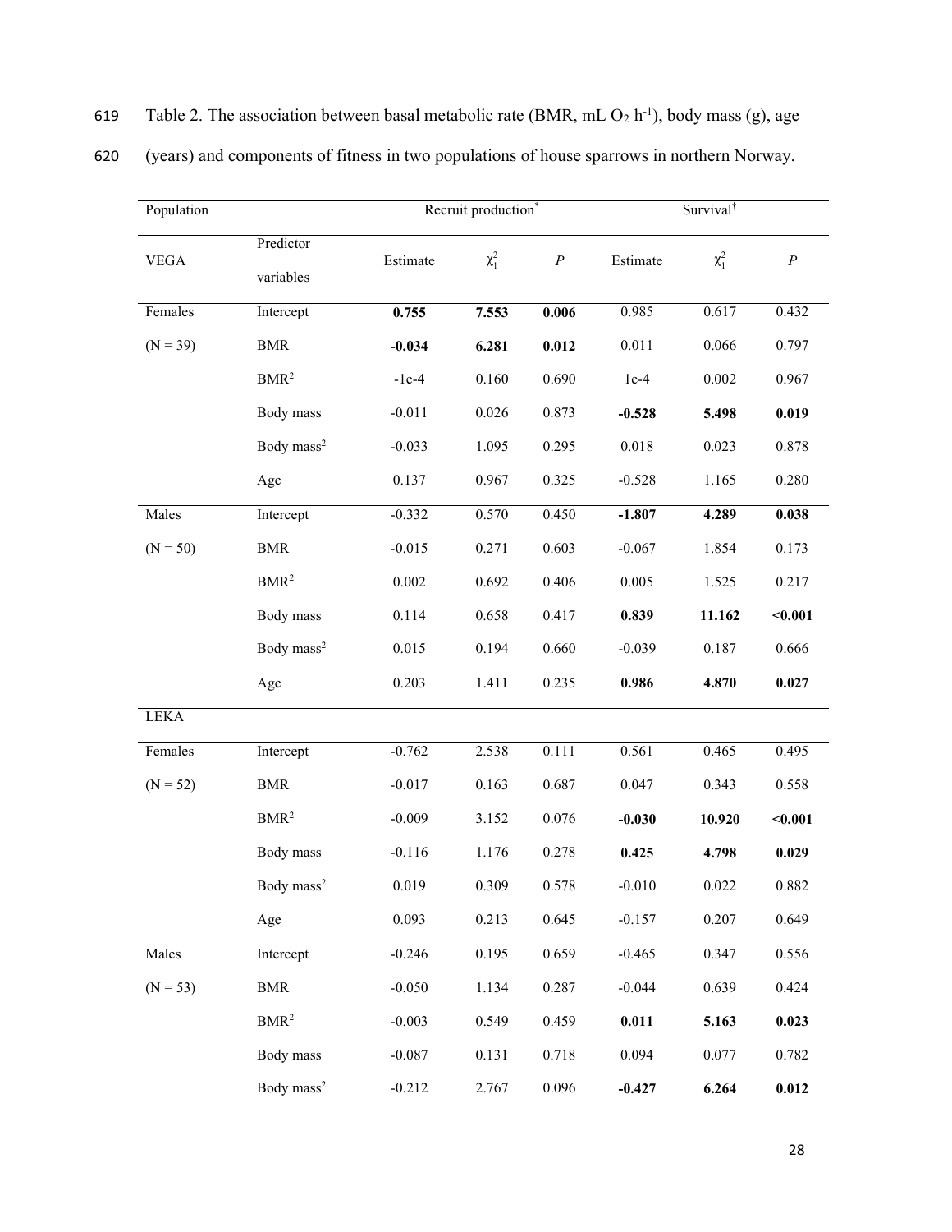Table 2. The association between basal metabolic rate (BMR, mL $O_2$ $h^{-1}$), body mass (g), age (years) and components of fitness in two populations of house sparrows in northern Norway.

| Population | | Recruit production* | | | Survival† | | |
|---|---|---|---|---|---|---|---|
| VEGA | Predictor variables | Estimate | $\chi^2_1$ | $P$ | Estimate | $\chi^2_1$ | $P$ |
| Females | Intercept | **0.755** | **7.553** | **0.006** | 0.985 | 0.617 | 0.432 |
| (N = 39) | BMR | **-0.034** | **6.281** | **0.012** | 0.011 | 0.066 | 0.797 |
| | $BMR^2$ | -1e-4 | 0.160 | 0.690 | 1e-4 | 0.002 | 0.967 |
| | Body mass | -0.011 | 0.026 | 0.873 | **-0.528** | **5.498** | **0.019** |
| | Body $mass^2$ | -0.033 | 1.095 | 0.295 | 0.018 | 0.023 | 0.878 |
| | Age | 0.137 | 0.967 | 0.325 | -0.528 | 1.165 | 0.280 |
| Males | Intercept | -0.332 | 0.570 | 0.450 | **-1.807** | **4.289** | **0.038** |
| (N = 50) | BMR | -0.015 | 0.271 | 0.603 | -0.067 | 1.854 | 0.173 |
| | $BMR^2$ | 0.002 | 0.692 | 0.406 | 0.005 | 1.525 | 0.217 |
| | Body mass | 0.114 | 0.658 | 0.417 | **0.839** | **11.162** | **<0.001** |
| | Body $mass^2$ | 0.015 | 0.194 | 0.660 | -0.039 | 0.187 | 0.666 |
| | Age | 0.203 | 1.411 | 0.235 | **0.986** | **4.870** | **0.027** |
| LEKA | | | | | | | |
| Females | Intercept | -0.762 | 2.538 | 0.111 | 0.561 | 0.465 | 0.495 |
| (N = 52) | BMR | -0.017 | 0.163 | 0.687 | 0.047 | 0.343 | 0.558 |
| | $BMR^2$ | -0.009 | 3.152 | 0.076 | **-0.030** | **10.920** | **<0.001** |
| | Body mass | -0.116 | 1.176 | 0.278 | **0.425** | **4.798** | **0.029** |
| | Body $mass^2$ | 0.019 | 0.309 | 0.578 | -0.010 | 0.022 | 0.882 |
| | Age | 0.093 | 0.213 | 0.645 | -0.157 | 0.207 | 0.649 |
| Males | Intercept | -0.246 | 0.195 | 0.659 | -0.465 | 0.347 | 0.556 |
| (N = 53) | BMR | -0.050 | 1.134 | 0.287 | -0.044 | 0.639 | 0.424 |
| | $BMR^2$ | -0.003 | 0.549 | 0.459 | **0.011** | **5.163** | **0.023** |
| | Body mass | -0.087 | 0.131 | 0.718 | 0.094 | 0.077 | 0.782 |
| | Body $mass^2$ | -0.212 | 2.767 | 0.096 | **-0.427** | **6.264** | **0.012** |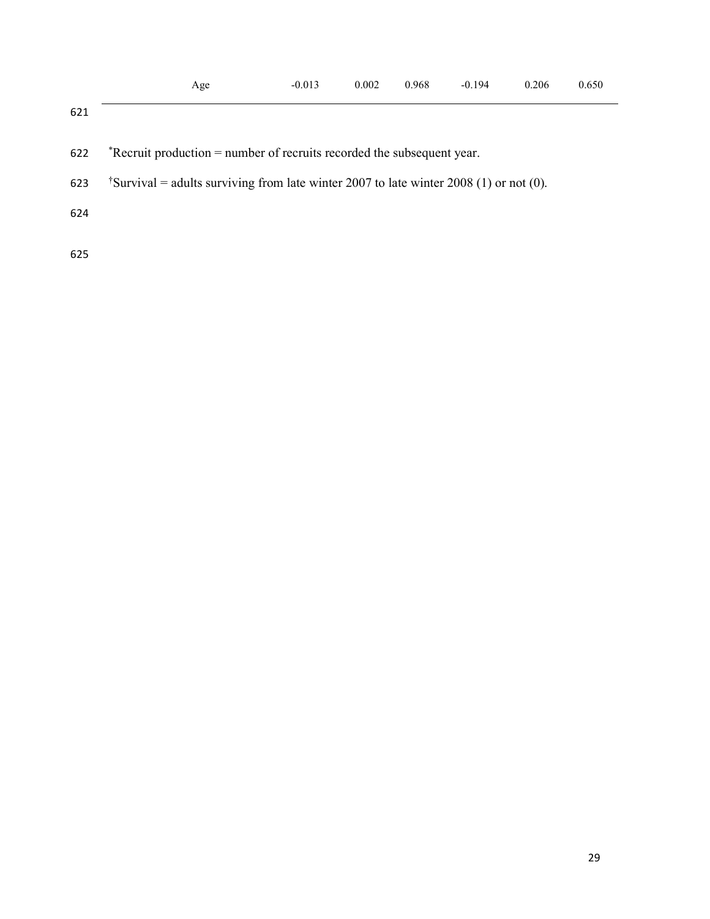| | | | | | | |
|---|---|---|---|---|---|---|
| Age | -0.013 | 0.002 | 0.968 | -0.194 | 0.206 | 0.650 |

*Recruit production = number of recruits recorded the subsequent year.

†Survival = adults surviving from late winter 2007 to late winter 2008 (1) or not (0).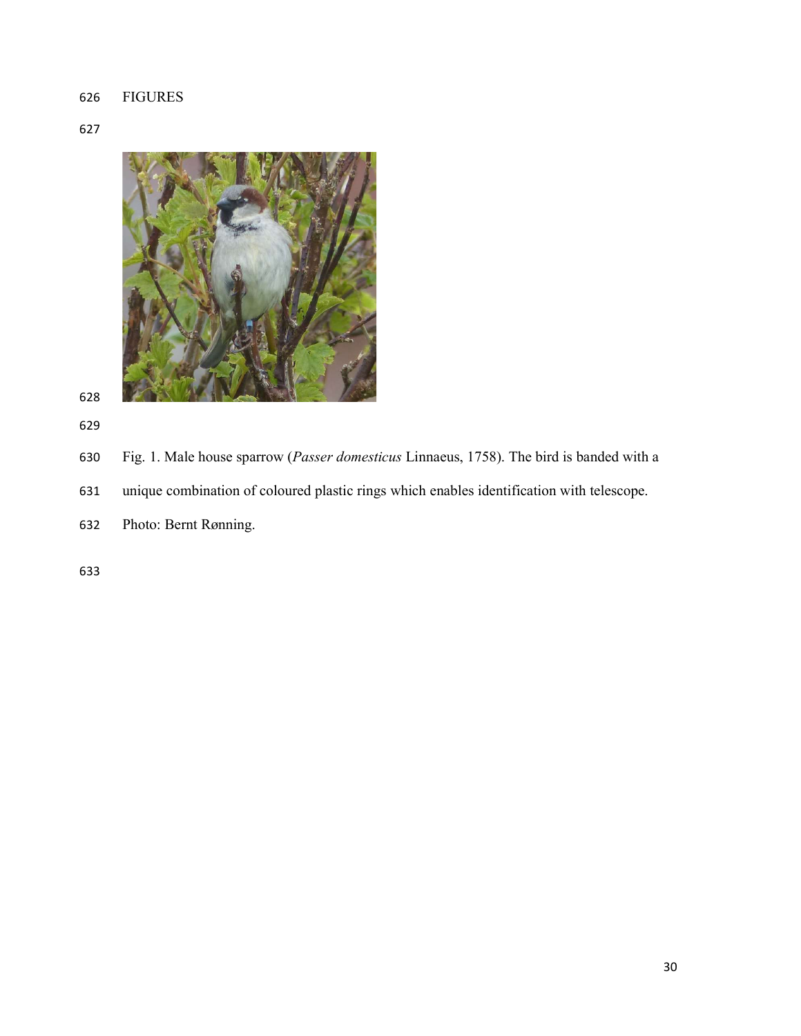FIGURES

Fig. 1. Male house sparrow (*Passer domesticus* Linnaeus, 1758). The bird is banded with a unique combination of coloured plastic rings which enables identification with telescope. Photo: Bernt Rønning.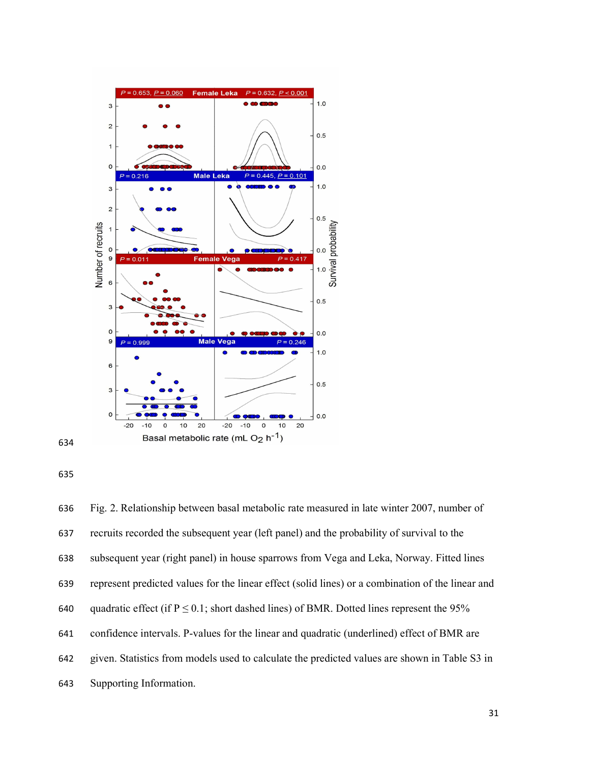Fig. 2. Relationship between basal metabolic rate measured in late winter 2007, number of recruits recorded the subsequent year (left panel) and the probability of survival to the subsequent year (right panel) in house sparrows from Vega and Leka, Norway. Fitted lines represent predicted values for the linear effect (solid lines) or a combination of the linear and quadratic effect (if $P \leq 0.1$; short dashed lines) of BMR. Dotted lines represent the 95% confidence intervals. P-values for the linear and quadratic (underlined) effect of BMR are given. Statistics from models used to calculate the predicted values are shown in Table S3 in Supporting Information.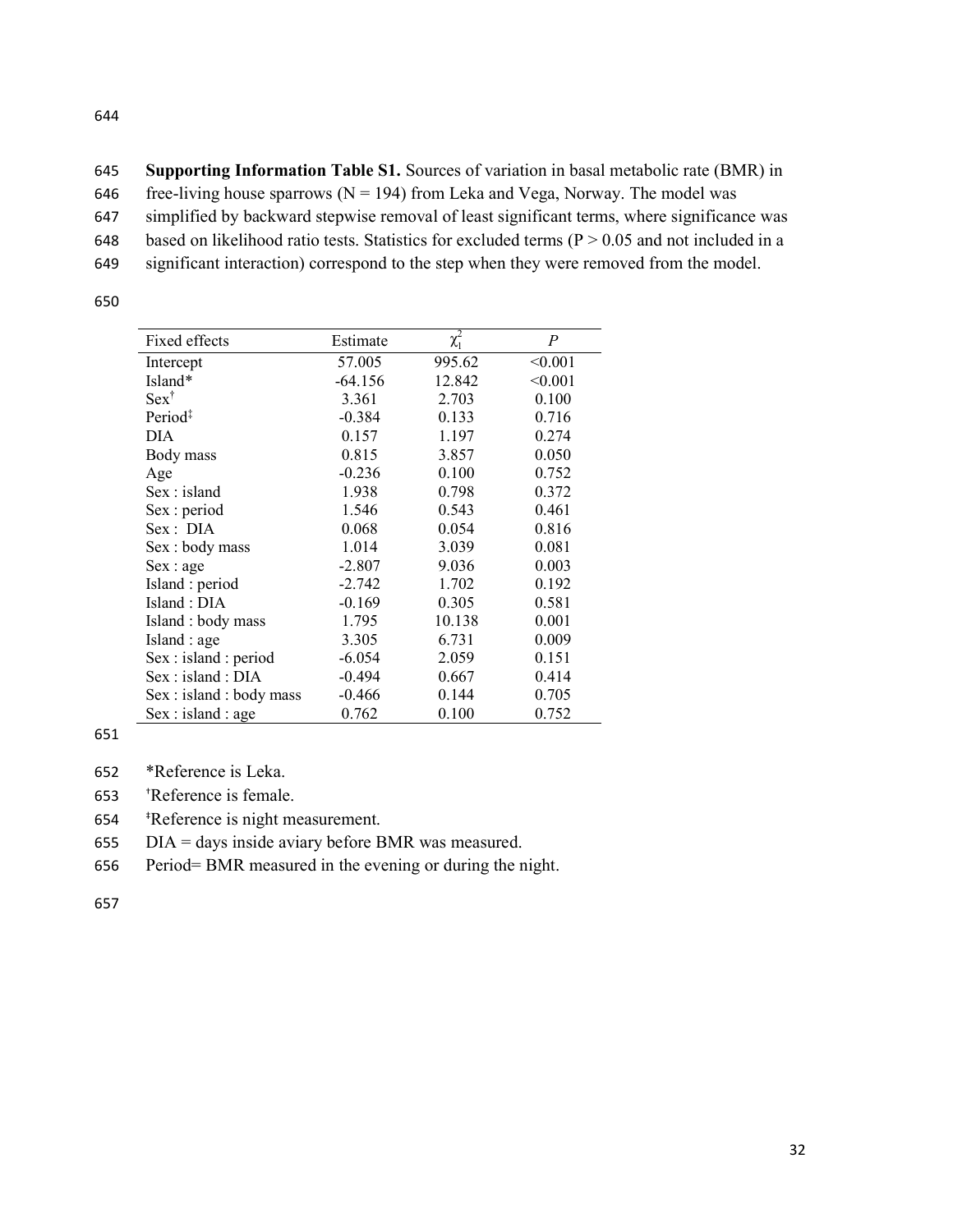**Supporting Information Table S1.** Sources of variation in basal metabolic rate (BMR) in free-living house sparrows (N = 194) from Leka and Vega, Norway. The model was simplified by backward stepwise removal of least significant terms, where significance was based on likelihood ratio tests. Statistics for excluded terms (P > 0.05 and not included in a significant interaction) correspond to the step when they were removed from the model.

| Fixed effects | Estimate | $\chi^2_1$ | *P* |
|---|---|---|---|
| Intercept | 57.005 | 995.62 | <0.001 |
| Island* | -64.156 | 12.842 | <0.001 |
| Sex† | 3.361 | 2.703 | 0.100 |
| Period‡ | -0.384 | 0.133 | 0.716 |
| DIA | 0.157 | 1.197 | 0.274 |
| Body mass | 0.815 | 3.857 | 0.050 |
| Age | -0.236 | 0.100 | 0.752 |
| Sex : island | 1.938 | 0.798 | 0.372 |
| Sex : period | 1.546 | 0.543 | 0.461 |
| Sex : DIA | 0.068 | 0.054 | 0.816 |
| Sex : body mass | 1.014 | 3.039 | 0.081 |
| Sex : age | -2.807 | 9.036 | 0.003 |
| Island : period | -2.742 | 1.702 | 0.192 |
| Island : DIA | -0.169 | 0.305 | 0.581 |
| Island : body mass | 1.795 | 10.138 | 0.001 |
| Island : age | 3.305 | 6.731 | 0.009 |
| Sex : island : period | -6.054 | 2.059 | 0.151 |
| Sex : island : DIA | -0.494 | 0.667 | 0.414 |
| Sex : island : body mass | -0.466 | 0.144 | 0.705 |
| Sex : island : age | 0.762 | 0.100 | 0.752 |

*Reference is Leka.

†Reference is female.

‡Reference is night measurement.

DIA = days inside aviary before BMR was measured.

Period= BMR measured in the evening or during the night.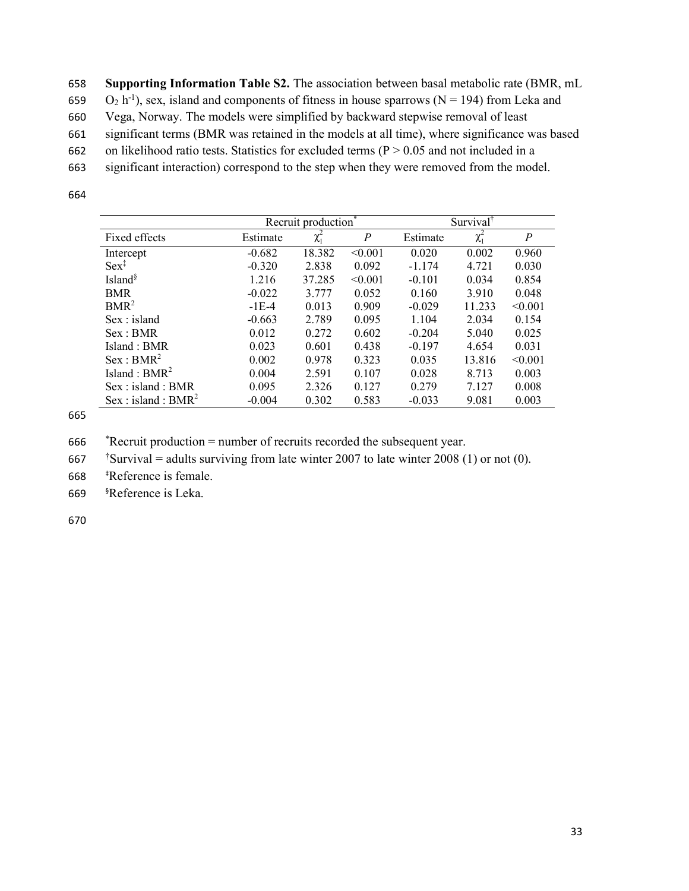**Supporting Information Table S2.** The association between basal metabolic rate (BMR, mL $O_2$ $h^{-1}$), sex, island and components of fitness in house sparrows (N = 194) from Leka and Vega, Norway. The models were simplified by backward stepwise removal of least significant terms (BMR was retained in the models at all time), where significance was based on likelihood ratio tests. Statistics for excluded terms (P > 0.05 and not included in a significant interaction) correspond to the step when they were removed from the model.

| | Recruit production* | | | Survival† | | |
|---|---|---|---|---|---|---|
| Fixed effects | Estimate | $\chi^2_1$ | *P* | Estimate | $\chi^2_1$ | *P* |
| Intercept | -0.682 | 18.382 | <0.001 | 0.020 | 0.002 | 0.960 |
| Sex‡ | -0.320 | 2.838 | 0.092 | -1.174 | 4.721 | 0.030 |
| Island§ | 1.216 | 37.285 | <0.001 | -0.101 | 0.034 | 0.854 |
| BMR | -0.022 | 3.777 | 0.052 | 0.160 | 3.910 | 0.048 |
| $BMR^2$ | -1E-4 | 0.013 | 0.909 | -0.029 | 11.233 | <0.001 |
| Sex : island | -0.663 | 2.789 | 0.095 | 1.104 | 2.034 | 0.154 |
| Sex : BMR | 0.012 | 0.272 | 0.602 | -0.204 | 5.040 | 0.025 |
| Island : BMR | 0.023 | 0.601 | 0.438 | -0.197 | 4.654 | 0.031 |
| Sex : $BMR^2$ | 0.002 | 0.978 | 0.323 | 0.035 | 13.816 | <0.001 |
| Island : $BMR^2$ | 0.004 | 2.591 | 0.107 | 0.028 | 8.713 | 0.003 |
| Sex : island : BMR | 0.095 | 2.326 | 0.127 | 0.279 | 7.127 | 0.008 |
| Sex : island : $BMR^2$ | -0.004 | 0.302 | 0.583 | -0.033 | 9.081 | 0.003 |

*Recruit production = number of recruits recorded the subsequent year.

†Survival = adults surviving from late winter 2007 to late winter 2008 (1) or not (0).

‡Reference is female.

§Reference is Leka.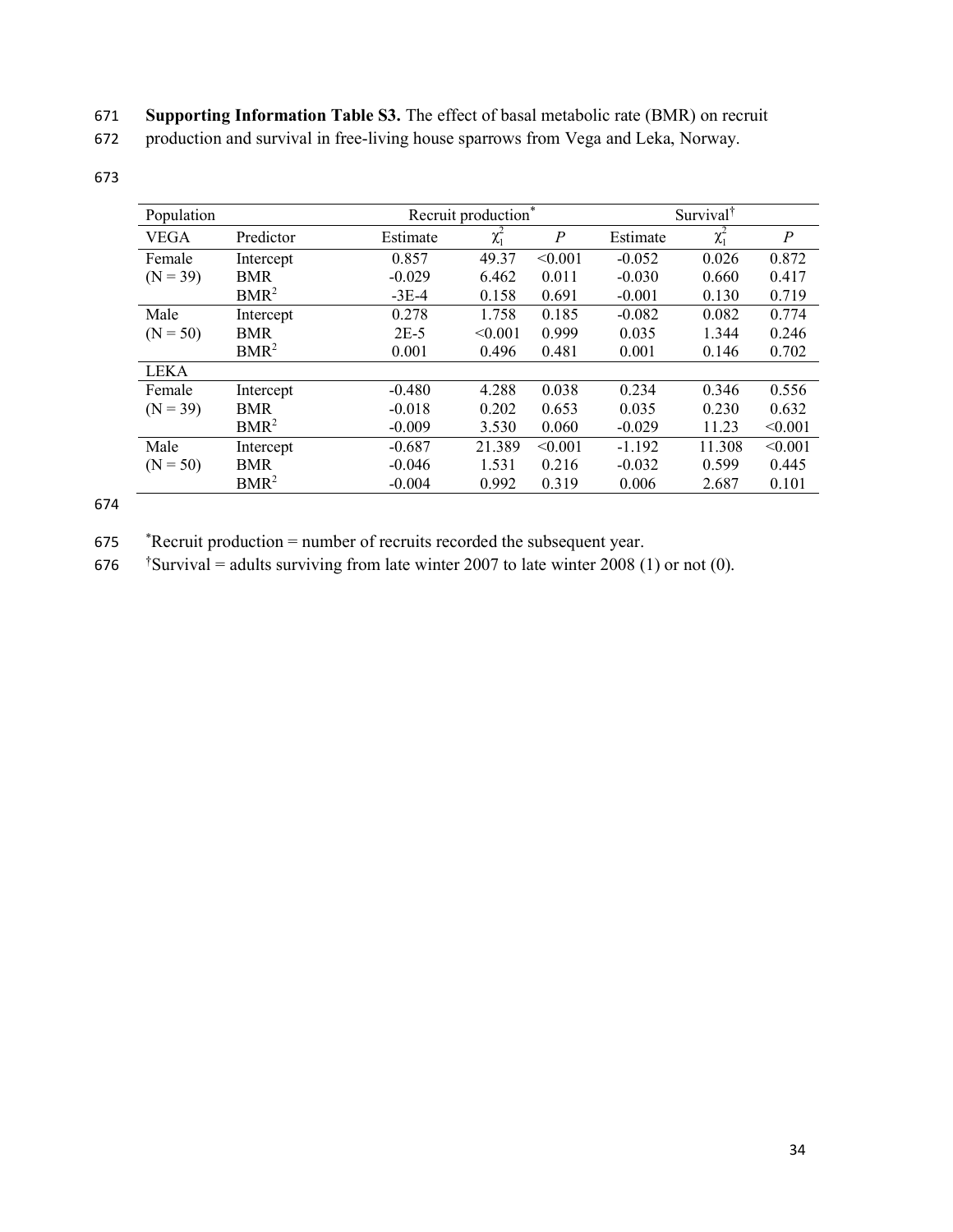**Supporting Information Table S3.** The effect of basal metabolic rate (BMR) on recruit production and survival in free-living house sparrows from Vega and Leka, Norway.

| Population | | Recruit production* | | | Survival† | | |
|---|---|---|---|---|---|---|---|
| VEGA | Predictor | Estimate | $\chi^2_1$ | *P* | Estimate | $\chi^2_1$ | *P* |
| Female | Intercept | 0.857 | 49.37 | <0.001 | -0.052 | 0.026 | 0.872 |
| (N = 39) | BMR | -0.029 | 6.462 | 0.011 | -0.030 | 0.660 | 0.417 |
| | $BMR^2$ | -3E-4 | 0.158 | 0.691 | -0.001 | 0.130 | 0.719 |
| Male | Intercept | 0.278 | 1.758 | 0.185 | -0.082 | 0.082 | 0.774 |
| (N = 50) | BMR | 2E-5 | <0.001 | 0.999 | 0.035 | 1.344 | 0.246 |
| | $BMR^2$ | 0.001 | 0.496 | 0.481 | 0.001 | 0.146 | 0.702 |
| LEKA | | | | | | | |
| Female | Intercept | -0.480 | 4.288 | 0.038 | 0.234 | 0.346 | 0.556 |
| (N = 39) | BMR | -0.018 | 0.202 | 0.653 | 0.035 | 0.230 | 0.632 |
| | $BMR^2$ | -0.009 | 3.530 | 0.060 | -0.029 | 11.23 | <0.001 |
| Male | Intercept | -0.687 | 21.389 | <0.001 | -1.192 | 11.308 | <0.001 |
| (N = 50) | BMR | -0.046 | 1.531 | 0.216 | -0.032 | 0.599 | 0.445 |
| | $BMR^2$ | -0.004 | 0.992 | 0.319 | 0.006 | 2.687 | 0.101 |

*Recruit production = number of recruits recorded the subsequent year.

†Survival = adults surviving from late winter 2007 to late winter 2008 (1) or not (0).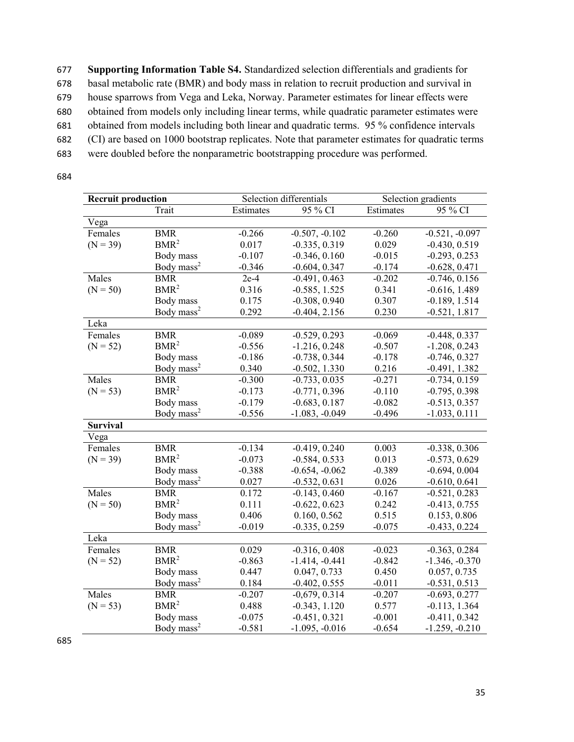**Supporting Information Table S4.** Standardized selection differentials and gradients for basal metabolic rate (BMR) and body mass in relation to recruit production and survival in house sparrows from Vega and Leka, Norway. Parameter estimates for linear effects were obtained from models only including linear terms, while quadratic parameter estimates were obtained from models including both linear and quadratic terms. 95 % confidence intervals (CI) are based on 1000 bootstrap replicates. Note that parameter estimates for quadratic terms were doubled before the nonparametric bootstrapping procedure was performed.

| **Recruit production** | | Selection differentials | | Selection gradients | |
|---|---|---|---|---|---|
| | Trait | Estimates | 95 % CI | Estimates | 95 % CI |
| Vega | | | | | |
| Females | BMR | -0.266 | -0.507, -0.102 | -0.260 | -0.521, -0.097 |
| (N = 39) | $BMR^2$ | 0.017 | -0.335, 0.319 | 0.029 | -0.430, 0.519 |
| | Body mass | -0.107 | -0.346, 0.160 | -0.015 | -0.293, 0.253 |
| | Body mass$^2$ | -0.346 | -0.604, 0.347 | -0.174 | -0.628, 0.471 |
| Males | BMR | 2e-4 | -0.491, 0.463 | -0.202 | -0.746, 0.156 |
| (N = 50) | $BMR^2$ | 0.316 | -0.585, 1.525 | 0.341 | -0.616, 1.489 |
| | Body mass | 0.175 | -0.308, 0.940 | 0.307 | -0.189, 1.514 |
| | Body mass$^2$ | 0.292 | -0.404, 2.156 | 0.230 | -0.521, 1.817 |
| Leka | | | | | |
| Females | BMR | -0.089 | -0.529, 0.293 | -0.069 | -0.448, 0.337 |
| (N = 52) | $BMR^2$ | -0.556 | -1.216, 0.248 | -0.507 | -1.208, 0.243 |
| | Body mass | -0.186 | -0.738, 0.344 | -0.178 | -0.746, 0.327 |
| | Body mass$^2$ | 0.340 | -0.502, 1.330 | 0.216 | -0.491, 1.382 |
| Males | BMR | -0.300 | -0.733, 0.035 | -0.271 | -0.734, 0.159 |
| (N = 53) | $BMR^2$ | -0.173 | -0.771, 0.396 | -0.110 | -0.795, 0.398 |
| | Body mass | -0.179 | -0.683, 0.187 | -0.082 | -0.513, 0.357 |
| | Body mass$^2$ | -0.556 | -1.083, -0.049 | -0.496 | -1.033, 0.111 |
| **Survival** | | | | | |
| Vega | | | | | |
| Females | BMR | -0.134 | -0.419, 0.240 | 0.003 | -0.338, 0.306 |
| (N = 39) | $BMR^2$ | -0.073 | -0.584, 0.533 | 0.013 | -0.573, 0.629 |
| | Body mass | -0.388 | -0.654, -0.062 | -0.389 | -0.694, 0.004 |
| | Body mass$^2$ | 0.027 | -0.532, 0.631 | 0.026 | -0.610, 0.641 |
| Males | BMR | 0.172 | -0.143, 0.460 | -0.167 | -0.521, 0.283 |
| (N = 50) | $BMR^2$ | 0.111 | -0.622, 0.623 | 0.242 | -0.413, 0.755 |
| | Body mass | 0.406 | 0.160, 0.562 | 0.515 | 0.153, 0.806 |
| | Body mass$^2$ | -0.019 | -0.335, 0.259 | -0.075 | -0.433, 0.224 |
| Leka | | | | | |
| Females | BMR | 0.029 | -0.316, 0.408 | -0.023 | -0.363, 0.284 |
| (N = 52) | $BMR^2$ | -0.863 | -1.414, -0.441 | -0.842 | -1.346, -0.370 |
| | Body mass | 0.447 | 0.047, 0.733 | 0.450 | 0.057, 0.735 |
| | Body mass$^2$ | 0.184 | -0.402, 0.555 | -0.011 | -0.531, 0.513 |
| Males | BMR | -0.207 | -0,679, 0.314 | -0.207 | -0.693, 0.277 |
| (N = 53) | $BMR^2$ | 0.488 | -0.343, 1.120 | 0.577 | -0.113, 1.364 |
| | Body mass | -0.075 | -0.451, 0.321 | -0.001 | -0.411, 0.342 |
| | Body mass$^2$ | -0.581 | -1.095, -0.016 | -0.654 | -1.259, -0.210 |